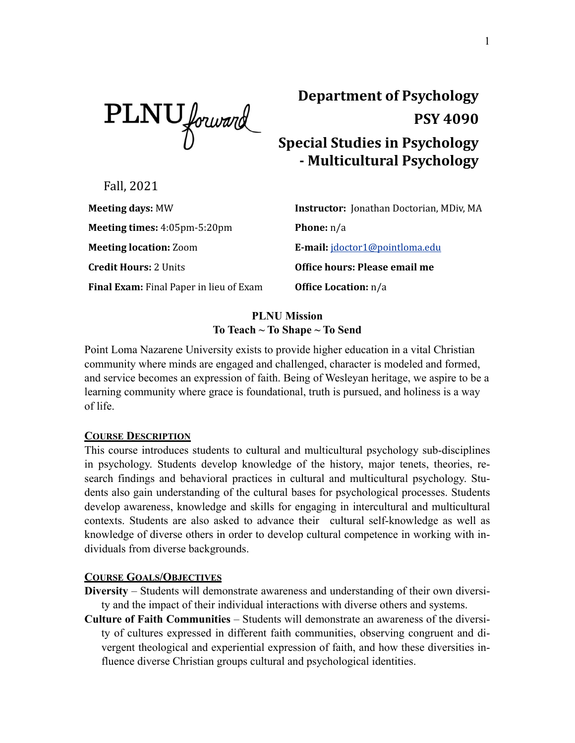PLNU forward

# Department of Psychology

# PSY 4090

# Special Studies in Psychology - Multicultural Psychology

Fall, 2021

| | |
|---|---|
| **Meeting days:** MW | **Instructor:** Jonathan Doctorian, MDiv, MA |
| **Meeting times:** 4:05pm-5:20pm | **Phone:** n/a |
| **Meeting location:** Zoom | **E-mail:** [jdoctor1@pointloma.edu](mailto:jdoctor1@pointloma.edu) |
| **Credit Hours:** 2 Units | **Office hours: Please email me** |
| **Final Exam:** Final Paper in lieu of Exam | **Office Location:** n/a |

**PLNU Mission**
**To Teach ~ To Shape ~ To Send**

Point Loma Nazarene University exists to provide higher education in a vital Christian community where minds are engaged and challenged, character is modeled and formed, and service becomes an expression of faith. Being of Wesleyan heritage, we aspire to be a learning community where grace is foundational, truth is pursued, and holiness is a way of life.

## Course Description

This course introduces students to cultural and multicultural psychology sub-disciplines in psychology. Students develop knowledge of the history, major tenets, theories, research findings and behavioral practices in cultural and multicultural psychology. Students also gain understanding of the cultural bases for psychological processes. Students develop awareness, knowledge and skills for engaging in intercultural and multicultural contexts. Students are also asked to advance their cultural self-knowledge as well as knowledge of diverse others in order to develop cultural competence in working with individuals from diverse backgrounds.

## Course Goals/Objectives

**Diversity** – Students will demonstrate awareness and understanding of their own diversity and the impact of their individual interactions with diverse others and systems.

**Culture of Faith Communities** – Students will demonstrate an awareness of the diversity of cultures expressed in different faith communities, observing congruent and divergent theological and experiential expression of faith, and how these diversities influence diverse Christian groups cultural and psychological identities.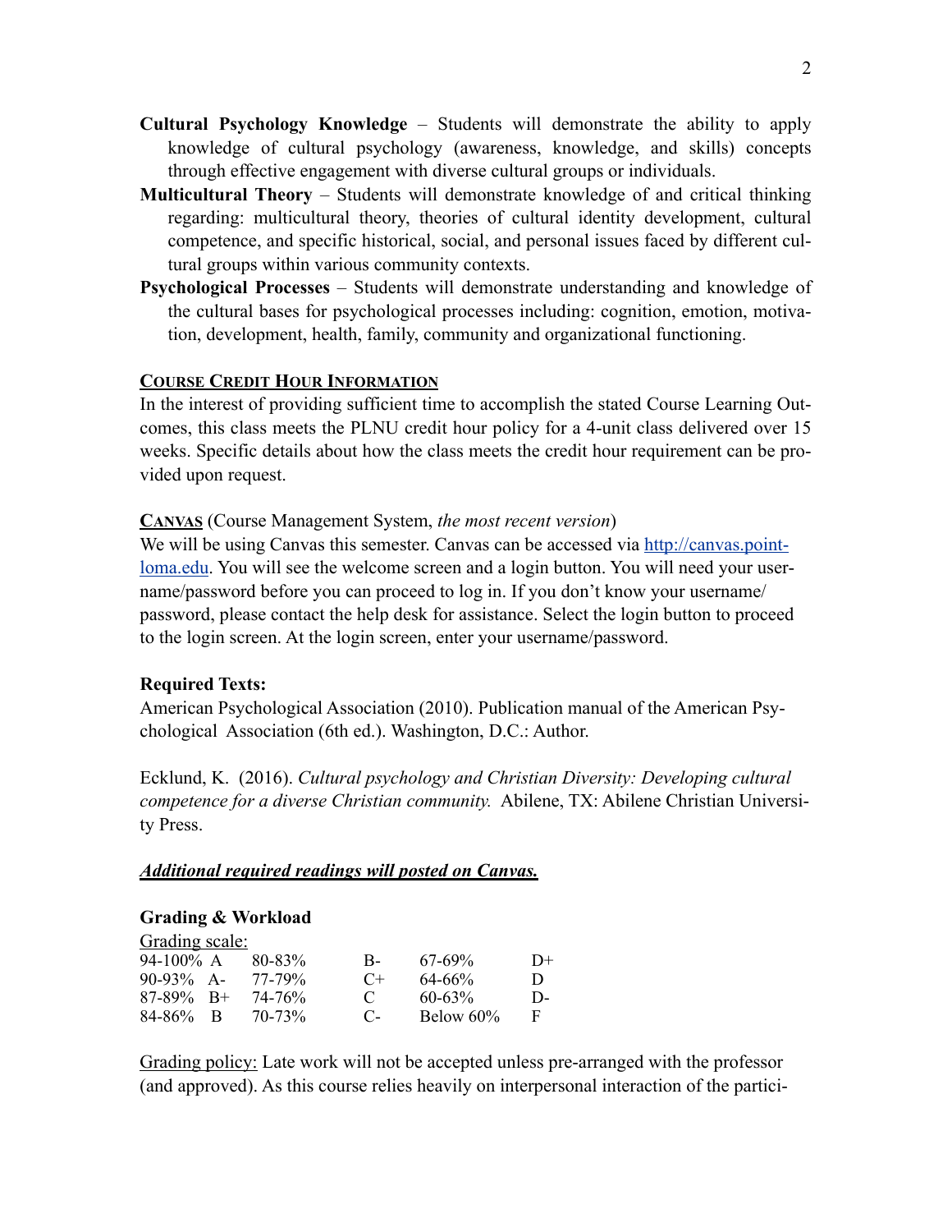**Cultural Psychology Knowledge** – Students will demonstrate the ability to apply knowledge of cultural psychology (awareness, knowledge, and skills) concepts through effective engagement with diverse cultural groups or individuals.

**Multicultural Theory** – Students will demonstrate knowledge of and critical thinking regarding: multicultural theory, theories of cultural identity development, cultural competence, and specific historical, social, and personal issues faced by different cultural groups within various community contexts.

**Psychological Processes** – Students will demonstrate understanding and knowledge of the cultural bases for psychological processes including: cognition, emotion, motivation, development, health, family, community and organizational functioning.

**COURSE CREDIT HOUR INFORMATION**

In the interest of providing sufficient time to accomplish the stated Course Learning Outcomes, this class meets the PLNU credit hour policy for a 4-unit class delivered over 15 weeks. Specific details about how the class meets the credit hour requirement can be provided upon request.

**CANVAS** (Course Management System, *the most recent version*)

We will be using Canvas this semester. Canvas can be accessed via [http://canvas.pointloma.edu](http://canvas.pointloma.edu). You will see the welcome screen and a login button. You will need your username/password before you can proceed to log in. If you don't know your username/password, please contact the help desk for assistance. Select the login button to proceed to the login screen. At the login screen, enter your username/password.

**Required Texts:**

American Psychological Association (2010). Publication manual of the American Psychological Association (6th ed.). Washington, D.C.: Author.

Ecklund, K. (2016). *Cultural psychology and Christian Diversity: Developing cultural competence for a diverse Christian community.* Abilene, TX: Abilene Christian University Press.

***Additional required readings will posted on Canvas.***

**Grading & Workload**

Grading scale:

| | | | | | |
|---|---|---|---|---|---|
| 94-100% | A | 80-83% | B- | 67-69% | D+ |
| 90-93% | A- | 77-79% | C+ | 64-66% | D |
| 87-89% | B+ | 74-76% | C | 60-63% | D- |
| 84-86% | B | 70-73% | C- | Below 60% | F |

Grading policy: Late work will not be accepted unless pre-arranged with the professor (and approved). As this course relies heavily on interpersonal interaction of the partici-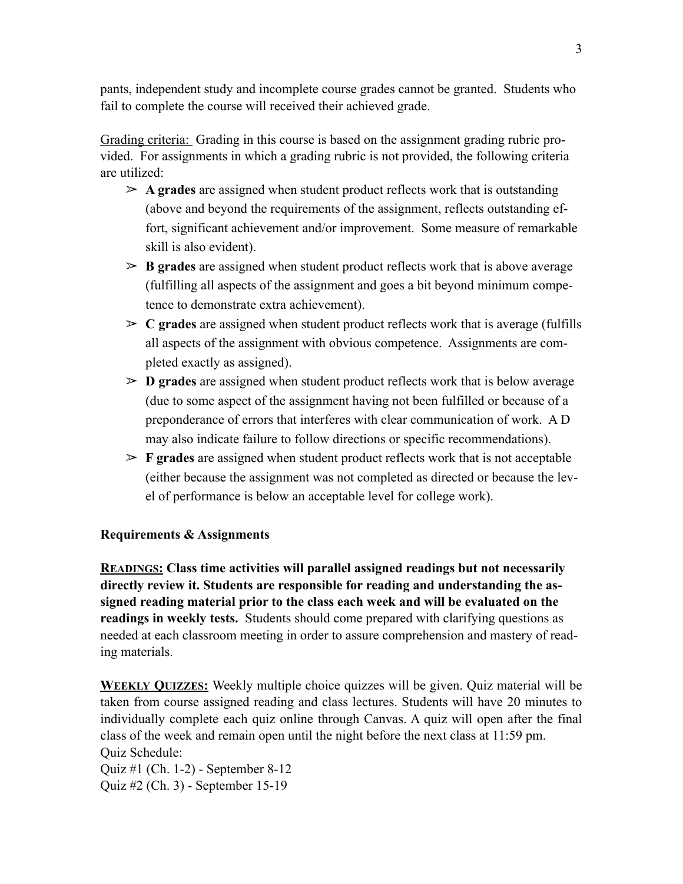pants, independent study and incomplete course grades cannot be granted. Students who fail to complete the course will received their achieved grade.

Grading criteria: Grading in this course is based on the assignment grading rubric provided. For assignments in which a grading rubric is not provided, the following criteria are utilized:

- ➢ **A grades** are assigned when student product reflects work that is outstanding (above and beyond the requirements of the assignment, reflects outstanding effort, significant achievement and/or improvement. Some measure of remarkable skill is also evident).
- ➢ **B grades** are assigned when student product reflects work that is above average (fulfilling all aspects of the assignment and goes a bit beyond minimum competence to demonstrate extra achievement).
- ➢ **C grades** are assigned when student product reflects work that is average (fulfills all aspects of the assignment with obvious competence. Assignments are completed exactly as assigned).
- ➢ **D grades** are assigned when student product reflects work that is below average (due to some aspect of the assignment having not been fulfilled or because of a preponderance of errors that interferes with clear communication of work. A D may also indicate failure to follow directions or specific recommendations).
- ➢ **F grades** are assigned when student product reflects work that is not acceptable (either because the assignment was not completed as directed or because the level of performance is below an acceptable level for college work).

**Requirements & Assignments**

**READINGS: Class time activities will parallel assigned readings but not necessarily directly review it. Students are responsible for reading and understanding the assigned reading material prior to the class each week and will be evaluated on the readings in weekly tests.** Students should come prepared with clarifying questions as needed at each classroom meeting in order to assure comprehension and mastery of reading materials.

**WEEKLY QUIZZES:** Weekly multiple choice quizzes will be given. Quiz material will be taken from course assigned reading and class lectures. Students will have 20 minutes to individually complete each quiz online through Canvas. A quiz will open after the final class of the week and remain open until the night before the next class at 11:59 pm.
Quiz Schedule:
Quiz #1 (Ch. 1-2) - September 8-12
Quiz #2 (Ch. 3) - September 15-19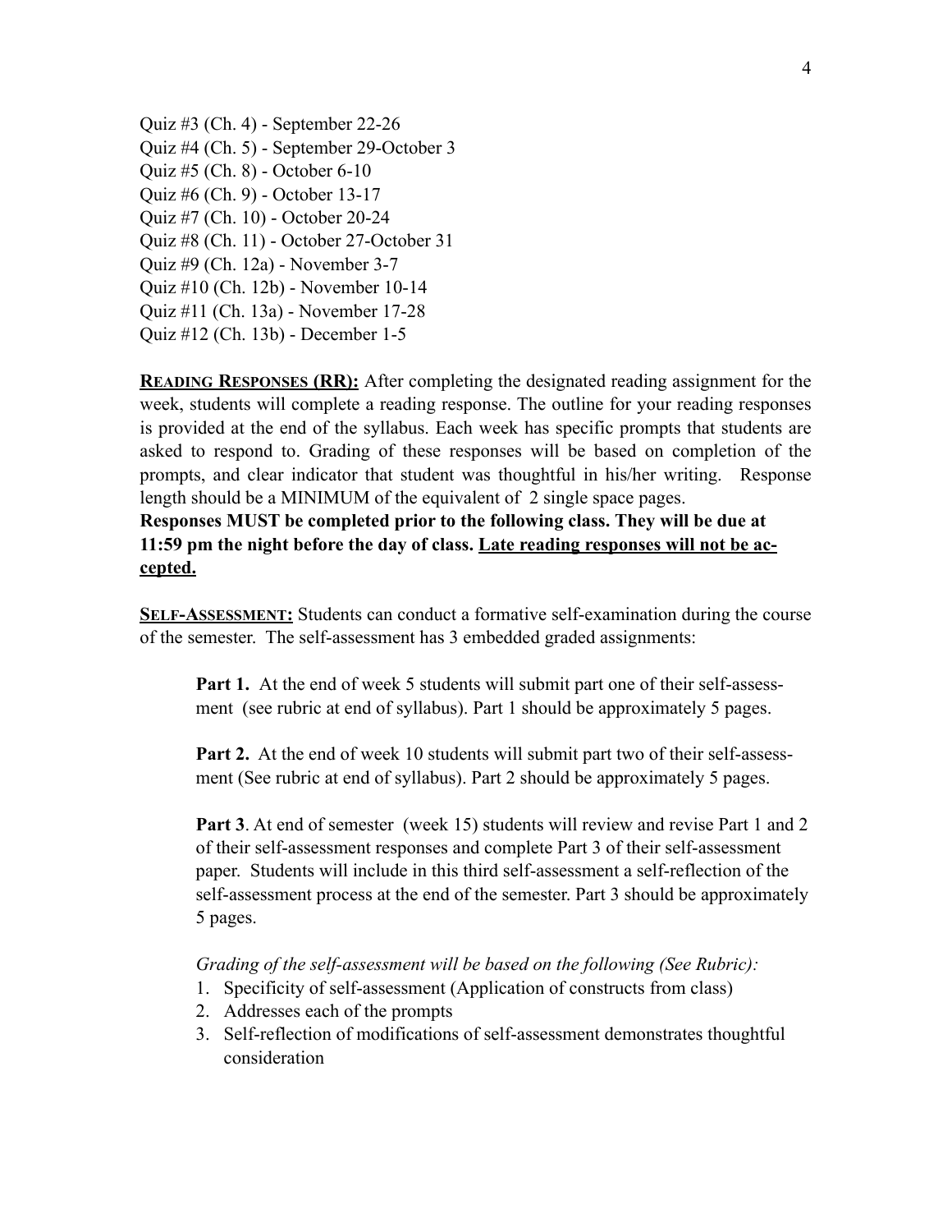Quiz #3 (Ch. 4) - September 22-26
Quiz #4 (Ch. 5) - September 29-October 3
Quiz #5 (Ch. 8) - October 6-10
Quiz #6 (Ch. 9) - October 13-17
Quiz #7 (Ch. 10) - October 20-24
Quiz #8 (Ch. 11) - October 27-October 31
Quiz #9 (Ch. 12a) - November 3-7
Quiz #10 (Ch. 12b) - November 10-14
Quiz #11 (Ch. 13a) - November 17-28
Quiz #12 (Ch. 13b) - December 1-5

**READING RESPONSES (RR):** After completing the designated reading assignment for the week, students will complete a reading response. The outline for your reading responses is provided at the end of the syllabus. Each week has specific prompts that students are asked to respond to. Grading of these responses will be based on completion of the prompts, and clear indicator that student was thoughtful in his/her writing. Response length should be a MINIMUM of the equivalent of 2 single space pages.
**Responses MUST be completed prior to the following class. They will be due at 11:59 pm the night before the day of class. Late reading responses will not be accepted.**

**SELF-ASSESSMENT:** Students can conduct a formative self-examination during the course of the semester. The self-assessment has 3 embedded graded assignments:

**Part 1.** At the end of week 5 students will submit part one of their self-assessment (see rubric at end of syllabus). Part 1 should be approximately 5 pages.

**Part 2.** At the end of week 10 students will submit part two of their self-assessment (See rubric at end of syllabus). Part 2 should be approximately 5 pages.

**Part 3**. At end of semester (week 15) students will review and revise Part 1 and 2 of their self-assessment responses and complete Part 3 of their self-assessment paper. Students will include in this third self-assessment a self-reflection of the self-assessment process at the end of the semester. Part 3 should be approximately 5 pages.

*Grading of the self-assessment will be based on the following (See Rubric):*

1. Specificity of self-assessment (Application of constructs from class)
2. Addresses each of the prompts
3. Self-reflection of modifications of self-assessment demonstrates thoughtful consideration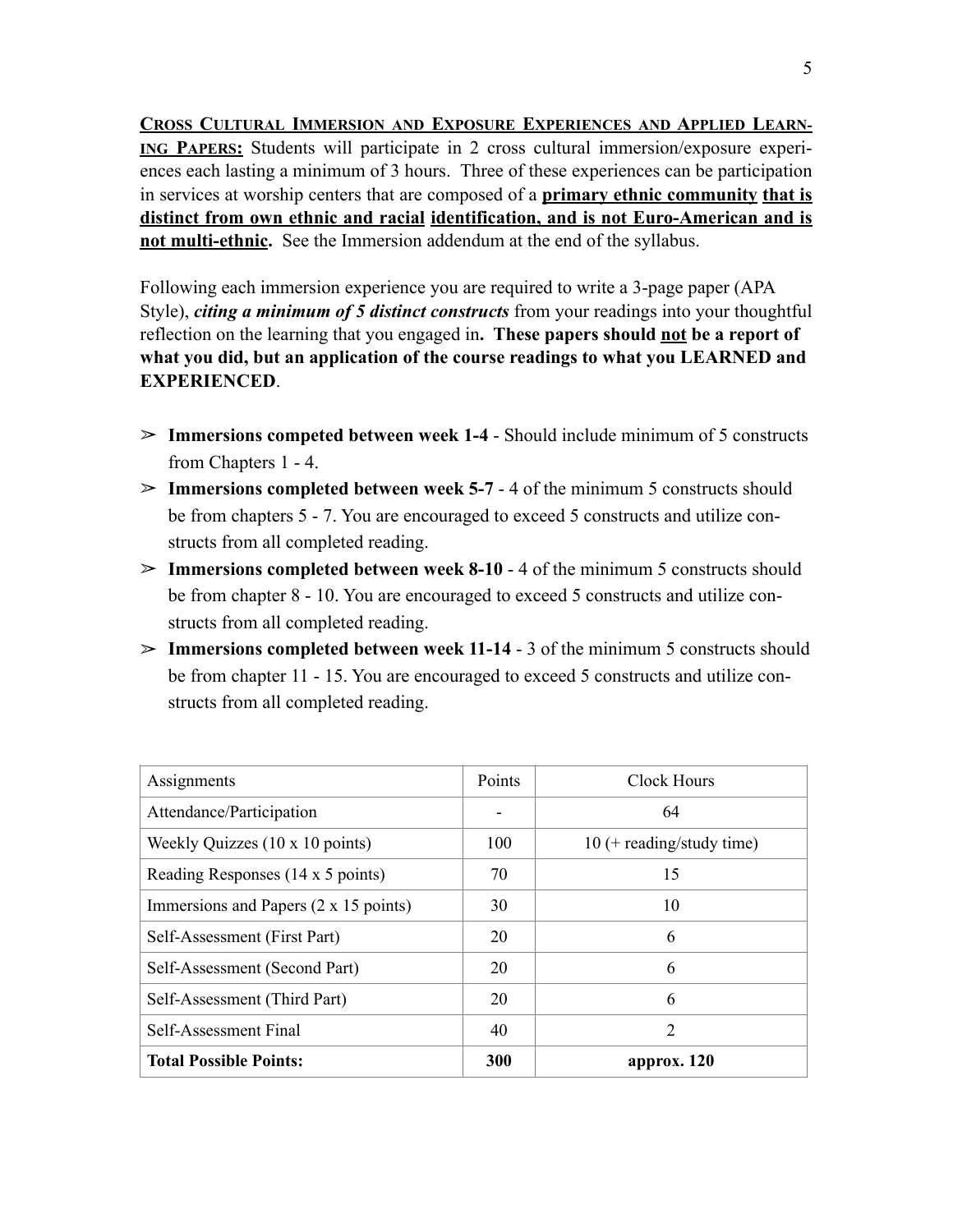**<u>Cross Cultural Immersion and Exposure Experiences and Applied Learning Papers:</u>** Students will participate in 2 cross cultural immersion/exposure experiences each lasting a minimum of 3 hours. Three of these experiences can be participation in services at worship centers that are composed of a **<u>primary ethnic community</u> <u>that is distinct from own ethnic and racial</u> <u>identification, and is not Euro-American and is not multi-ethnic</u>.** See the Immersion addendum at the end of the syllabus.

Following each immersion experience you are required to write a 3-page paper (APA Style), ***citing a minimum of 5 distinct constructs*** from your readings into your thoughtful reflection on the learning that you engaged in**. These papers should <u>not</u> be a report of what you did, but an application of the course readings to what you LEARNED and EXPERIENCED**.

- **Immersions competed between week 1-4** - Should include minimum of 5 constructs from Chapters 1 - 4.
- **Immersions completed between week 5-7** - 4 of the minimum 5 constructs should be from chapters 5 - 7. You are encouraged to exceed 5 constructs and utilize constructs from all completed reading.
- **Immersions completed between week 8-10** - 4 of the minimum 5 constructs should be from chapter 8 - 10. You are encouraged to exceed 5 constructs and utilize constructs from all completed reading.
- **Immersions completed between week 11-14** - 3 of the minimum 5 constructs should be from chapter 11 - 15. You are encouraged to exceed 5 constructs and utilize constructs from all completed reading.

| Assignments | Points | Clock Hours |
|---|---|---|
| Attendance/Participation | - | 64 |
| Weekly Quizzes (10 x 10 points) | 100 | 10 (+ reading/study time) |
| Reading Responses (14 x 5 points) | 70 | 15 |
| Immersions and Papers (2 x 15 points) | 30 | 10 |
| Self-Assessment (First Part) | 20 | 6 |
| Self-Assessment (Second Part) | 20 | 6 |
| Self-Assessment (Third Part) | 20 | 6 |
| Self-Assessment Final | 40 | 2 |
| **Total Possible Points:** | **300** | **approx. 120** |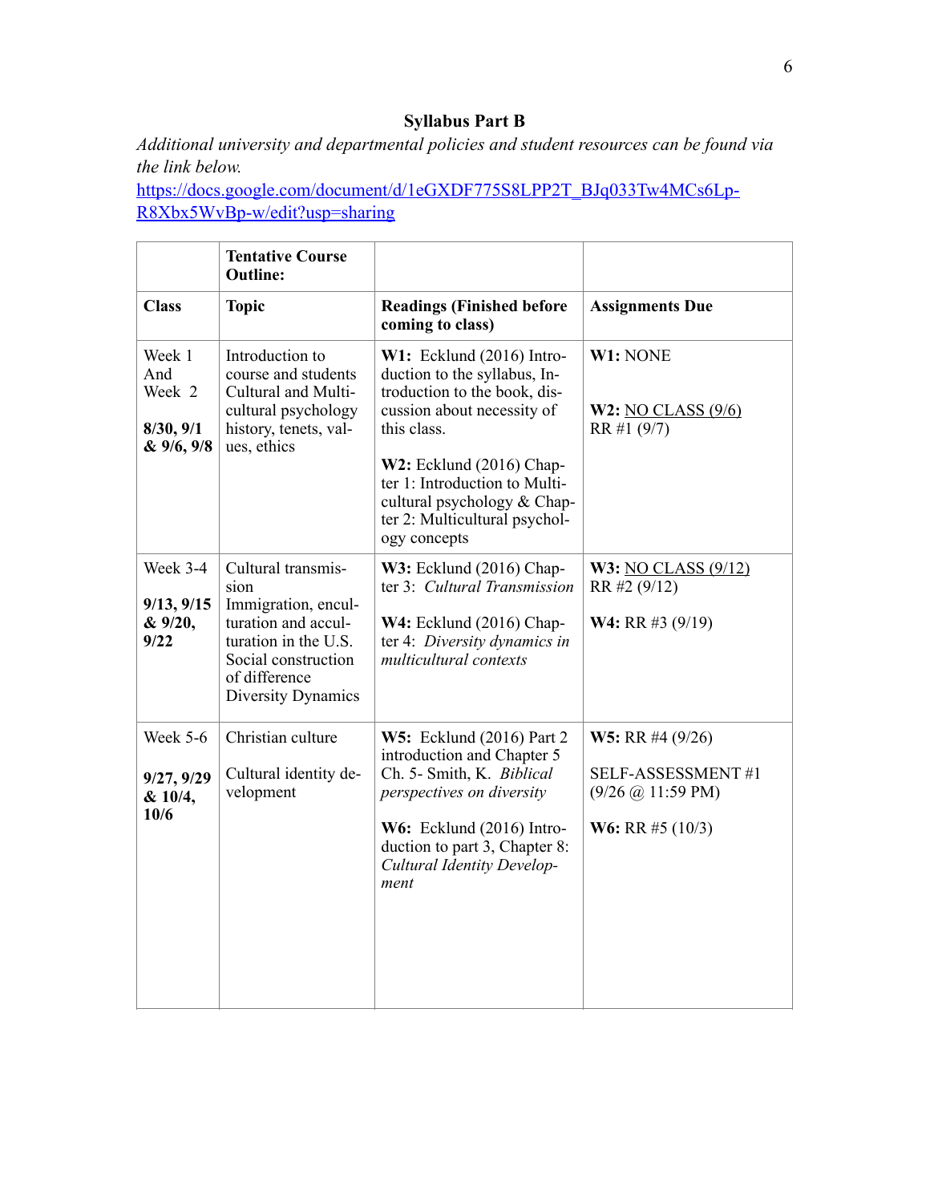## Syllabus Part B

*Additional university and departmental policies and student resources can be found via the link below.*

https://docs.google.com/document/d/1eGXDF775S8LPP2T_BJq033Tw4MCs6Lp-R8Xbx5WvBp-w/edit?usp=sharing

| | **Tentative Course Outline:** | | |
|---|---|---|---|
| **Class** | **Topic** | **Readings (Finished before coming to class)** | **Assignments Due** |
| Week 1 And Week 2 **8/30, 9/1 & 9/6, 9/8** | Introduction to course and students Cultural and Multicultural psychology history, tenets, values, ethics | **W1:** Ecklund (2016) Introduction to the syllabus, Introduction to the book, discussion about necessity of this class. **W2:** Ecklund (2016) Chapter 1: Introduction to Multicultural psychology & Chapter 2: Multicultural psychology concepts | **W1:** NONE **W2:** NO CLASS (9/6) RR #1 (9/7) |
| Week 3-4 **9/13, 9/15 & 9/20, 9/22** | Cultural transmission Immigration, enculturation and acculturation in the U.S. Social construction of difference Diversity Dynamics | **W3:** Ecklund (2016) Chapter 3: *Cultural Transmission* **W4:** Ecklund (2016) Chapter 4: *Diversity dynamics in multicultural contexts* | **W3:** NO CLASS (9/12) RR #2 (9/12) **W4:** RR #3 (9/19) |
| Week 5-6 **9/27, 9/29 & 10/4, 10/6** | Christian culture Cultural identity development | **W5:** Ecklund (2016) Part 2 introduction and Chapter 5 Ch. 5- Smith, K. *Biblical perspectives on diversity* **W6:** Ecklund (2016) Introduction to part 3, Chapter 8: *Cultural Identity Development* | **W5:** RR #4 (9/26) SELF-ASSESSMENT #1 (9/26 @ 11:59 PM) **W6:** RR #5 (10/3) |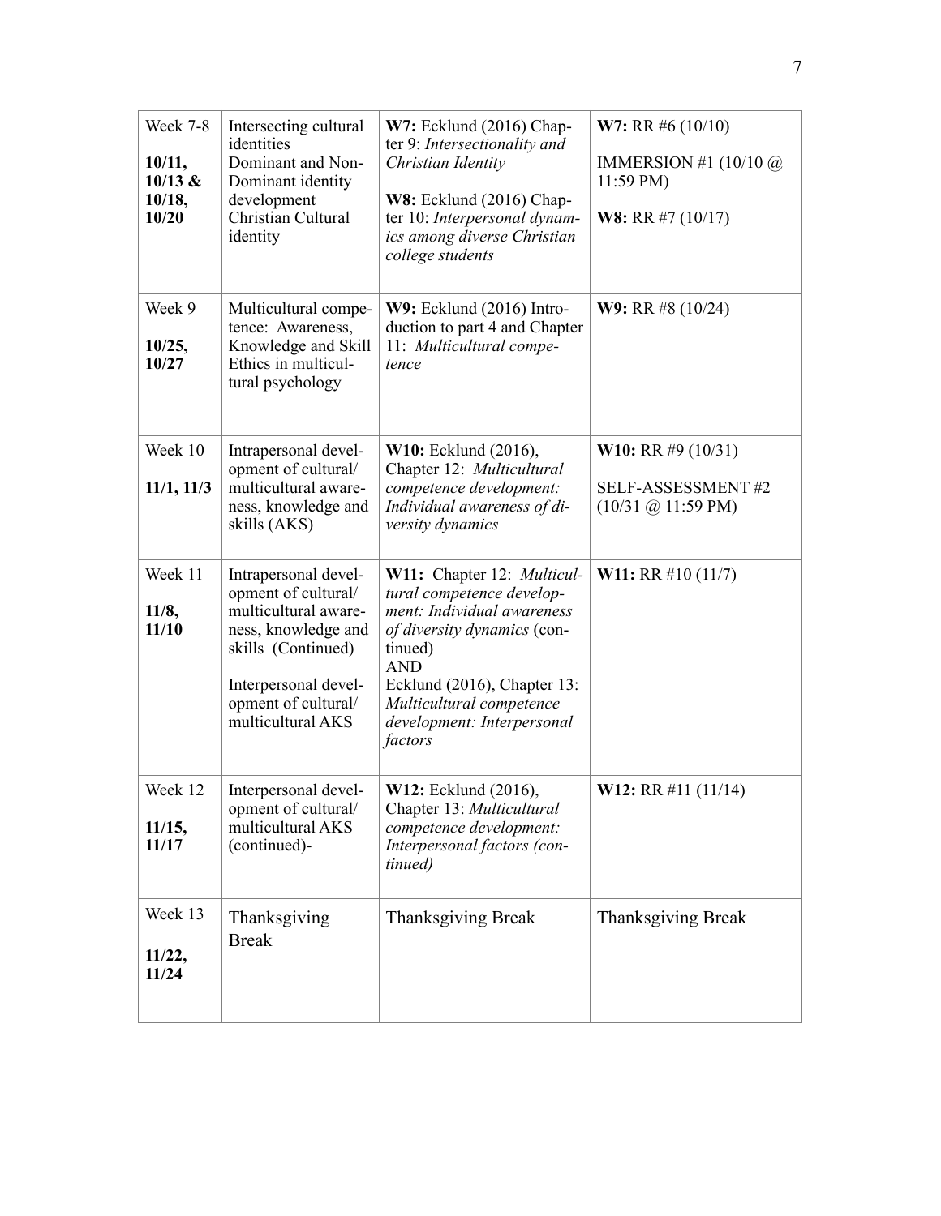| Week 7-8<br><br>**10/11, 10/13 & 10/18, 10/20** | Intersecting cultural identities<br>Dominant and Non-Dominant identity development<br>Christian Cultural identity | **W7:** Ecklund (2016) Chapter 9: *Intersectionality and Christian Identity*<br><br>**W8:** Ecklund (2016) Chapter 10: *Interpersonal dynamics among diverse Christian college students* | **W7:** RR #6 (10/10)<br><br>IMMERSION #1 (10/10 @ 11:59 PM)<br><br>**W8:** RR #7 (10/17) |
|---|---|---|---|
| Week 9<br><br>**10/25, 10/27** | Multicultural competence: Awareness, Knowledge and Skill<br>Ethics in multicultural psychology | **W9:** Ecklund (2016) Introduction to part 4 and Chapter 11: *Multicultural competence* | **W9:** RR #8 (10/24) |
| Week 10<br><br>**11/1, 11/3** | Intrapersonal development of cultural/multicultural awareness, knowledge and skills (AKS) | **W10:** Ecklund (2016), Chapter 12: *Multicultural competence development: Individual awareness of diversity dynamics* | **W10:** RR #9 (10/31)<br><br>SELF-ASSESSMENT #2 (10/31 @ 11:59 PM) |
| Week 11<br><br>**11/8, 11/10** | Intrapersonal development of cultural/multicultural awareness, knowledge and skills (Continued)<br><br>Interpersonal development of cultural/multicultural AKS | **W11:** Chapter 12: *Multicultural competence development: Individual awareness of diversity dynamics* (continued)<br>AND<br>Ecklund (2016), Chapter 13: *Multicultural competence development: Interpersonal factors* | **W11:** RR #10 (11/7) |
| Week 12<br><br>**11/15, 11/17** | Interpersonal development of cultural/multicultural AKS (continued)- | **W12:** Ecklund (2016), Chapter 13: *Multicultural competence development: Interpersonal factors (continued)* | **W12:** RR #11 (11/14) |
| Week 13<br><br>**11/22, 11/24** | Thanksgiving Break | Thanksgiving Break | Thanksgiving Break |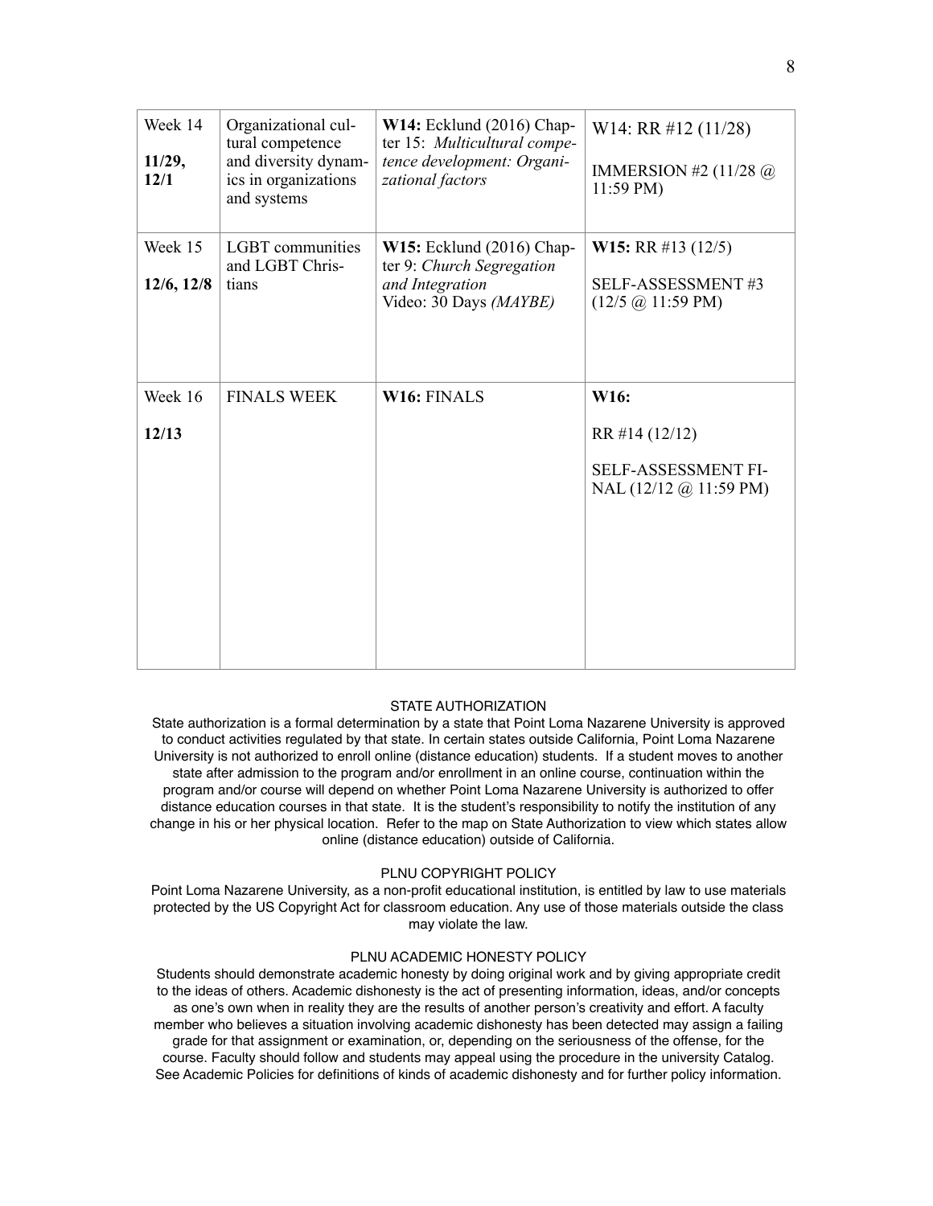| Week 14<br><br>**11/29, 12/1** | Organizational cultural competence and diversity dynamics in organizations and systems | **W14:** Ecklund (2016) Chapter 15: *Multicultural competence development: Organizational factors* | W14: RR #12 (11/28)<br><br>IMMERSION #2 (11/28 @ 11:59 PM) |
|---|---|---|---|
| Week 15<br><br>**12/6, 12/8** | LGBT communities and LGBT Christians | **W15:** Ecklund (2016) Chapter 9: *Church Segregation and Integration*<br>Video: 30 Days *(MAYBE)* | **W15:** RR #13 (12/5)<br><br>SELF-ASSESSMENT #3 (12/5 @ 11:59 PM) |
| Week 16<br><br>**12/13** | FINALS WEEK | **W16:** FINALS | **W16:**<br><br>RR #14 (12/12)<br><br>SELF-ASSESSMENT FINAL (12/12 @ 11:59 PM) |

STATE AUTHORIZATION

State authorization is a formal determination by a state that Point Loma Nazarene University is approved to conduct activities regulated by that state. In certain states outside California, Point Loma Nazarene University is not authorized to enroll online (distance education) students. If a student moves to another state after admission to the program and/or enrollment in an online course, continuation within the program and/or course will depend on whether Point Loma Nazarene University is authorized to offer distance education courses in that state. It is the student's responsibility to notify the institution of any change in his or her physical location. Refer to the map on State Authorization to view which states allow online (distance education) outside of California.

PLNU COPYRIGHT POLICY

Point Loma Nazarene University, as a non-profit educational institution, is entitled by law to use materials protected by the US Copyright Act for classroom education. Any use of those materials outside the class may violate the law.

PLNU ACADEMIC HONESTY POLICY

Students should demonstrate academic honesty by doing original work and by giving appropriate credit to the ideas of others. Academic dishonesty is the act of presenting information, ideas, and/or concepts as one's own when in reality they are the results of another person's creativity and effort. A faculty member who believes a situation involving academic dishonesty has been detected may assign a failing grade for that assignment or examination, or, depending on the seriousness of the offense, for the course. Faculty should follow and students may appeal using the procedure in the university Catalog. See Academic Policies for definitions of kinds of academic dishonesty and for further policy information.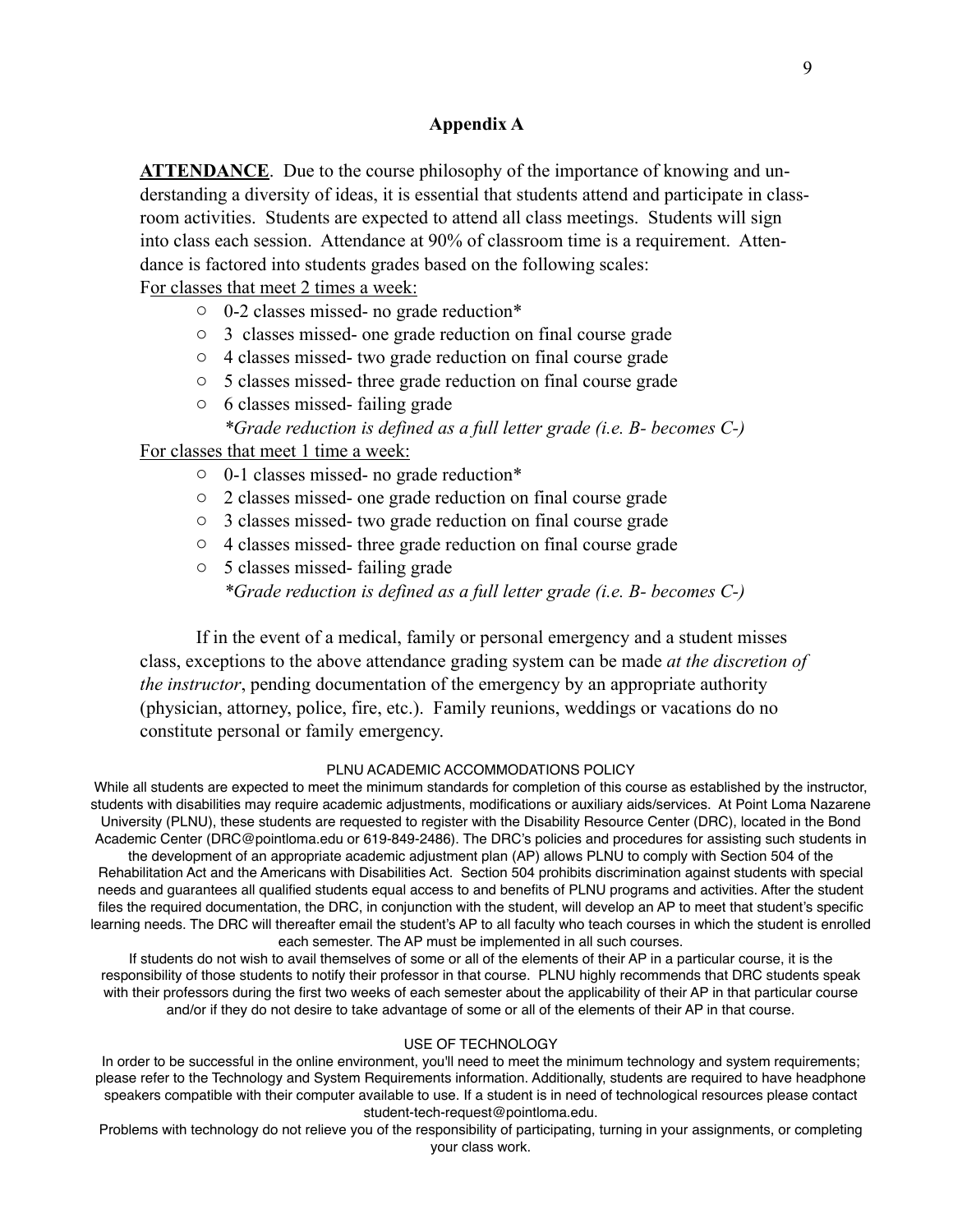## Appendix A

**ATTENDANCE**. Due to the course philosophy of the importance of knowing and understanding a diversity of ideas, it is essential that students attend and participate in classroom activities. Students are expected to attend all class meetings. Students will sign into class each session. Attendance at 90% of classroom time is a requirement. Attendance is factored into students grades based on the following scales:

For classes that meet 2 times a week:

- 0-2 classes missed- no grade reduction*
- 3 classes missed- one grade reduction on final course grade
- 4 classes missed- two grade reduction on final course grade
- 5 classes missed- three grade reduction on final course grade
- 6 classes missed- failing grade

  *\*Grade reduction is defined as a full letter grade (i.e. B- becomes C-)*

For classes that meet 1 time a week:

- 0-1 classes missed- no grade reduction*
- 2 classes missed- one grade reduction on final course grade
- 3 classes missed- two grade reduction on final course grade
- 4 classes missed- three grade reduction on final course grade
- 5 classes missed- failing grade

  *\*Grade reduction is defined as a full letter grade (i.e. B- becomes C-)*

If in the event of a medical, family or personal emergency and a student misses class, exceptions to the above attendance grading system can be made *at the discretion of the instructor*, pending documentation of the emergency by an appropriate authority (physician, attorney, police, fire, etc.). Family reunions, weddings or vacations do no constitute personal or family emergency.

### PLNU ACADEMIC ACCOMMODATIONS POLICY

While all students are expected to meet the minimum standards for completion of this course as established by the instructor, students with disabilities may require academic adjustments, modifications or auxiliary aids/services. At Point Loma Nazarene University (PLNU), these students are requested to register with the Disability Resource Center (DRC), located in the Bond Academic Center (DRC@pointloma.edu or 619-849-2486). The DRC's policies and procedures for assisting such students in the development of an appropriate academic adjustment plan (AP) allows PLNU to comply with Section 504 of the Rehabilitation Act and the Americans with Disabilities Act. Section 504 prohibits discrimination against students with special needs and guarantees all qualified students equal access to and benefits of PLNU programs and activities. After the student files the required documentation, the DRC, in conjunction with the student, will develop an AP to meet that student's specific learning needs. The DRC will thereafter email the student's AP to all faculty who teach courses in which the student is enrolled each semester. The AP must be implemented in all such courses.

If students do not wish to avail themselves of some or all of the elements of their AP in a particular course, it is the responsibility of those students to notify their professor in that course. PLNU highly recommends that DRC students speak with their professors during the first two weeks of each semester about the applicability of their AP in that particular course and/or if they do not desire to take advantage of some or all of the elements of their AP in that course.

### USE OF TECHNOLOGY

In order to be successful in the online environment, you'll need to meet the minimum technology and system requirements; please refer to the Technology and System Requirements information. Additionally, students are required to have headphone speakers compatible with their computer available to use. If a student is in need of technological resources please contact student-tech-request@pointloma.edu.

Problems with technology do not relieve you of the responsibility of participating, turning in your assignments, or completing your class work.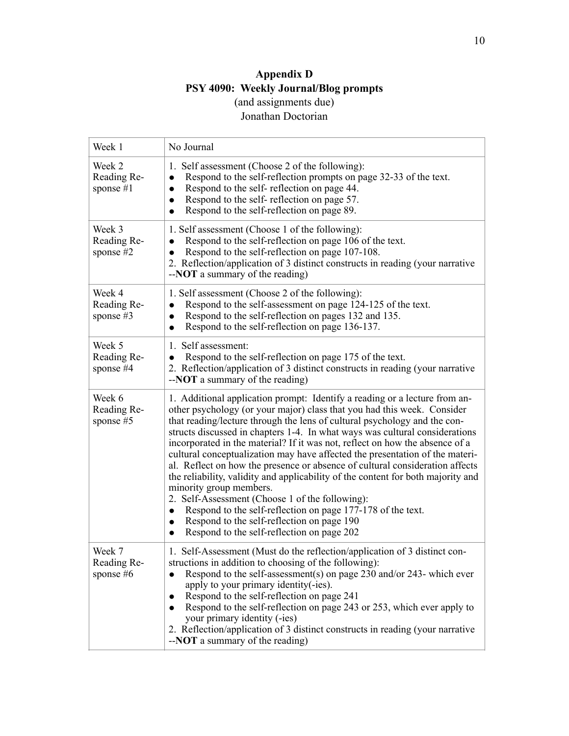# Appendix D
## PSY 4090: Weekly Journal/Blog prompts

(and assignments due)

Jonathan Doctorian

| | |
|---|---|
| Week 1 | No Journal |
| Week 2 Reading Response #1 | 1. Self assessment (Choose 2 of the following): <br>• Respond to the self-reflection prompts on page 32-33 of the text. <br>• Respond to the self- reflection on page 44. <br>• Respond to the self- reflection on page 57. <br>• Respond to the self-reflection on page 89. |
| Week 3 Reading Response #2 | 1. Self assessment (Choose 1 of the following): <br>• Respond to the self-reflection on page 106 of the text. <br>• Respond to the self-reflection on page 107-108. <br>2. Reflection/application of 3 distinct constructs in reading (your narrative --**NOT** a summary of the reading) |
| Week 4 Reading Response #3 | 1. Self assessment (Choose 2 of the following): <br>• Respond to the self-assessment on page 124-125 of the text. <br>• Respond to the self-reflection on pages 132 and 135. <br>• Respond to the self-reflection on page 136-137. |
| Week 5 Reading Response #4 | 1. Self assessment: <br>• Respond to the self-reflection on page 175 of the text. <br>2. Reflection/application of 3 distinct constructs in reading (your narrative --**NOT** a summary of the reading) |
| Week 6 Reading Response #5 | 1. Additional application prompt: Identify a reading or a lecture from another psychology (or your major) class that you had this week. Consider that reading/lecture through the lens of cultural psychology and the constructs discussed in chapters 1-4. In what ways was cultural considerations incorporated in the material? If it was not, reflect on how the absence of a cultural conceptualization may have affected the presentation of the material. Reflect on how the presence or absence of cultural consideration affects the reliability, validity and applicability of the content for both majority and minority group members. <br>2. Self-Assessment (Choose 1 of the following): <br>• Respond to the self-reflection on page 177-178 of the text. <br>• Respond to the self-reflection on page 190 <br>• Respond to the self-reflection on page 202 |
| Week 7 Reading Response #6 | 1. Self-Assessment (Must do the reflection/application of 3 distinct constructions in addition to choosing of the following): <br>• Respond to the self-assessment(s) on page 230 and/or 243- which ever apply to your primary identity(-ies). <br>• Respond to the self-reflection on page 241 <br>• Respond to the self-reflection on page 243 or 253, which ever apply to your primary identity (-ies) <br>2. Reflection/application of 3 distinct constructs in reading (your narrative --**NOT** a summary of the reading) |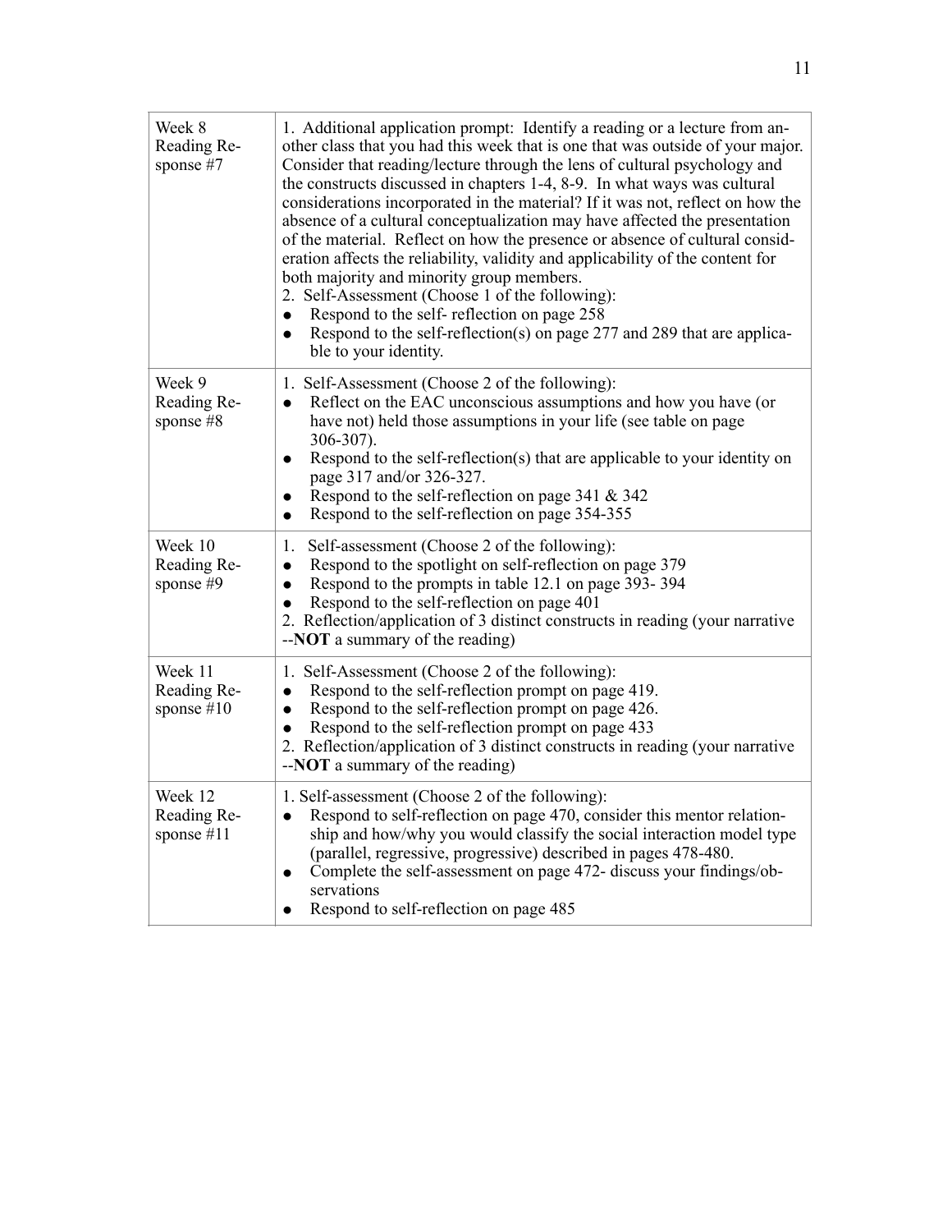| | |
|---|---|
| Week 8 Reading Response #7 | 1. Additional application prompt: Identify a reading or a lecture from another class that you had this week that is one that was outside of your major. Consider that reading/lecture through the lens of cultural psychology and the constructs discussed in chapters 1-4, 8-9. In what ways was cultural considerations incorporated in the material? If it was not, reflect on how the absence of a cultural conceptualization may have affected the presentation of the material. Reflect on how the presence or absence of cultural consideration affects the reliability, validity and applicability of the content for both majority and minority group members.<br>2. Self-Assessment (Choose 1 of the following):<br>● Respond to the self- reflection on page 258<br>● Respond to the self-reflection(s) on page 277 and 289 that are applicable to your identity. |
| Week 9 Reading Response #8 | 1. Self-Assessment (Choose 2 of the following):<br>● Reflect on the EAC unconscious assumptions and how you have (or have not) held those assumptions in your life (see table on page 306-307).<br>● Respond to the self-reflection(s) that are applicable to your identity on page 317 and/or 326-327.<br>● Respond to the self-reflection on page 341 & 342<br>● Respond to the self-reflection on page 354-355 |
| Week 10 Reading Response #9 | 1. Self-assessment (Choose 2 of the following):<br>● Respond to the spotlight on self-reflection on page 379<br>● Respond to the prompts in table 12.1 on page 393- 394<br>● Respond to the self-reflection on page 401<br>2. Reflection/application of 3 distinct constructs in reading (your narrative --**NOT** a summary of the reading) |
| Week 11 Reading Response #10 | 1. Self-Assessment (Choose 2 of the following):<br>● Respond to the self-reflection prompt on page 419.<br>● Respond to the self-reflection prompt on page 426.<br>● Respond to the self-reflection prompt on page 433<br>2. Reflection/application of 3 distinct constructs in reading (your narrative --**NOT** a summary of the reading) |
| Week 12 Reading Response #11 | 1. Self-assessment (Choose 2 of the following):<br>● Respond to self-reflection on page 470, consider this mentor relationship and how/why you would classify the social interaction model type (parallel, regressive, progressive) described in pages 478-480.<br>● Complete the self-assessment on page 472- discuss your findings/observations<br>● Respond to self-reflection on page 485 |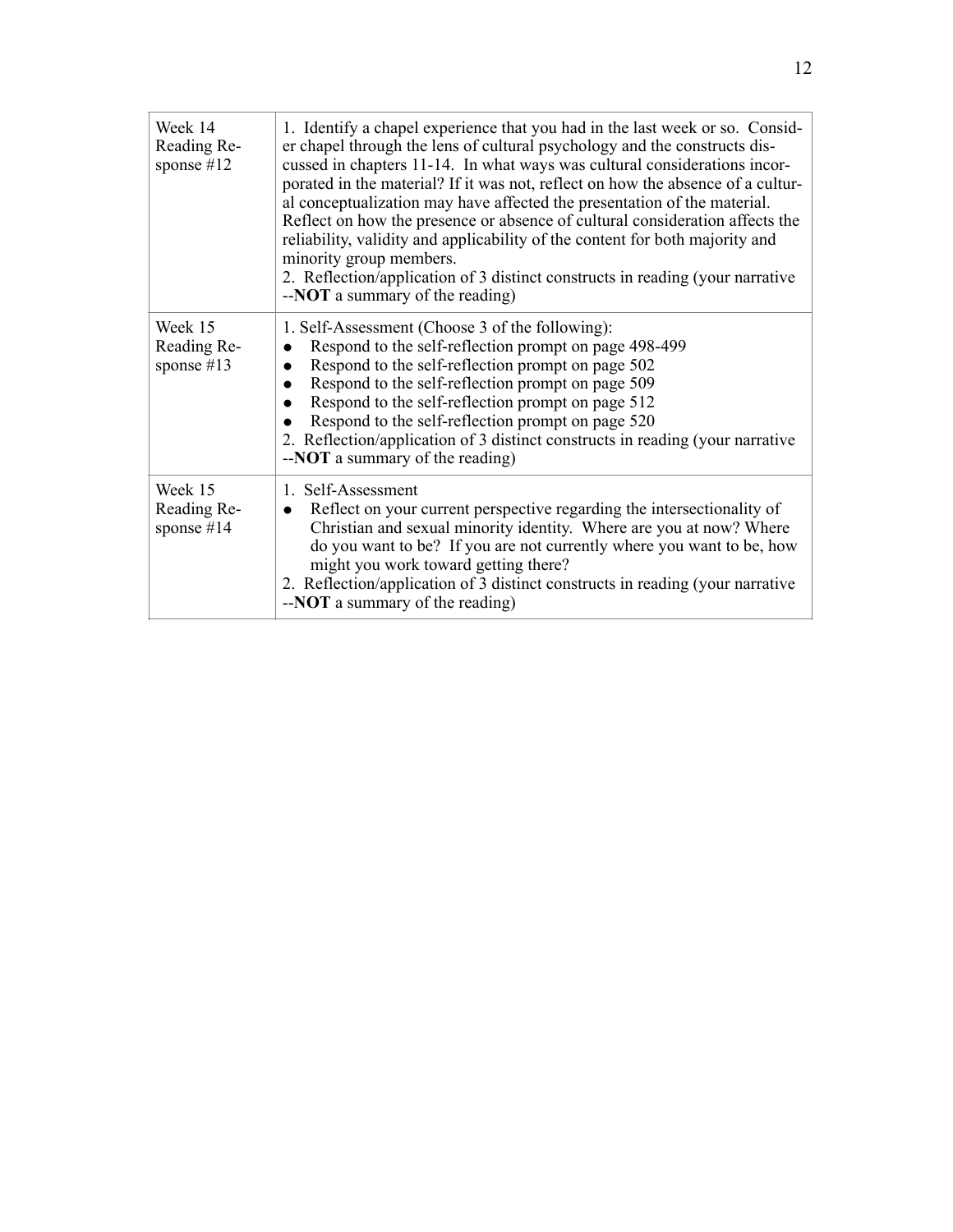| | |
|---|---|
| Week 14 Reading Response #12 | 1. Identify a chapel experience that you had in the last week or so. Consider chapel through the lens of cultural psychology and the constructs discussed in chapters 11-14. In what ways was cultural considerations incorporated in the material? If it was not, reflect on how the absence of a cultural conceptualization may have affected the presentation of the material. Reflect on how the presence or absence of cultural consideration affects the reliability, validity and applicability of the content for both majority and minority group members.<br>2. Reflection/application of 3 distinct constructs in reading (your narrative --**NOT** a summary of the reading) |
| Week 15 Reading Response #13 | 1. Self-Assessment (Choose 3 of the following):<br>● Respond to the self-reflection prompt on page 498-499<br>● Respond to the self-reflection prompt on page 502<br>● Respond to the self-reflection prompt on page 509<br>● Respond to the self-reflection prompt on page 512<br>● Respond to the self-reflection prompt on page 520<br>2. Reflection/application of 3 distinct constructs in reading (your narrative --**NOT** a summary of the reading) |
| Week 15 Reading Response #14 | 1. Self-Assessment<br>● Reflect on your current perspective regarding the intersectionality of Christian and sexual minority identity. Where are you at now? Where do you want to be? If you are not currently where you want to be, how might you work toward getting there?<br>2. Reflection/application of 3 distinct constructs in reading (your narrative --**NOT** a summary of the reading) |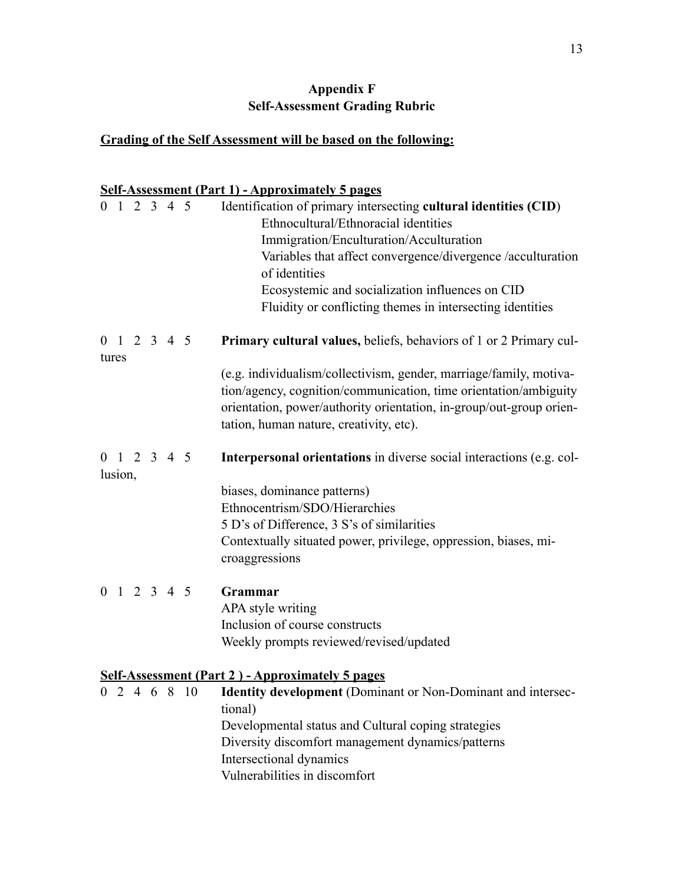**Appendix F**
**Self-Assessment Grading Rubric**

**Grading of the Self Assessment will be based on the following:**

**Self-Assessment (Part 1) - Approximately 5 pages**

0 1 2 3 4 5 Identification of primary intersecting **cultural identities (CID**)
Ethnocultural/Ethnoracial identities
Immigration/Enculturation/Acculturation
Variables that affect convergence/divergence /acculturation of identities
Ecosystemic and socialization influences on CID
Fluidity or conflicting themes in intersecting identities

0 1 2 3 4 5 **Primary cultural values,** beliefs, behaviors of 1 or 2 Primary cultures
(e.g. individualism/collectivism, gender, marriage/family, motivation/agency, cognition/communication, time orientation/ambiguity orientation, power/authority orientation, in-group/out-group orientation, human nature, creativity, etc).

0 1 2 3 4 5 **Interpersonal orientations** in diverse social interactions (e.g. collusion,
biases, dominance patterns)
Ethnocentrism/SDO/Hierarchies
5 D's of Difference, 3 S's of similarities
Contextually situated power, privilege, oppression, biases, microaggressions

0 1 2 3 4 5 **Grammar**
APA style writing
Inclusion of course constructs
Weekly prompts reviewed/revised/updated

**Self-Assessment (Part 2 ) - Approximately 5 pages**

0 2 4 6 8 10 **Identity development** (Dominant or Non-Dominant and intersectional)
Developmental status and Cultural coping strategies
Diversity discomfort management dynamics/patterns
Intersectional dynamics
Vulnerabilities in discomfort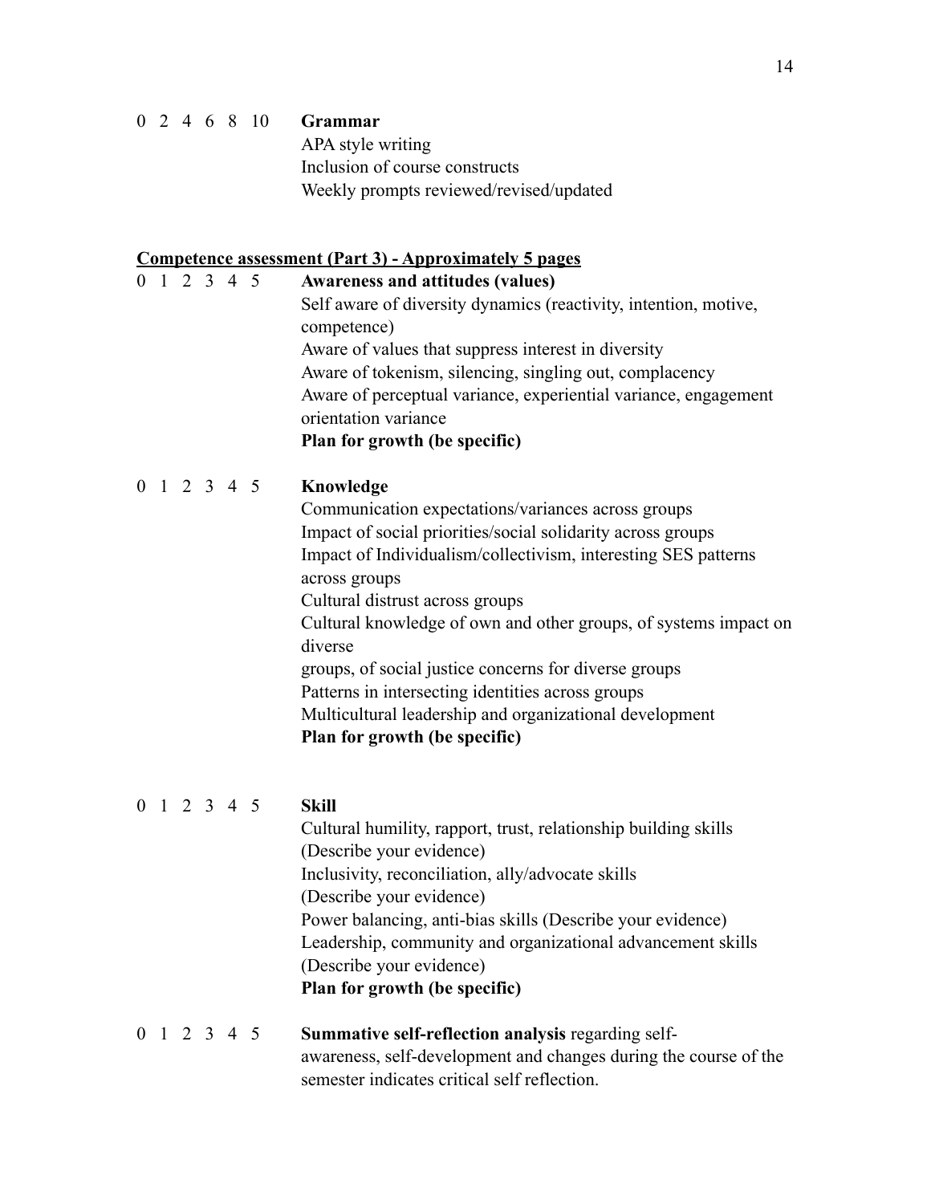0 2 4 6 8 10 **Grammar**
APA style writing
Inclusion of course constructs
Weekly prompts reviewed/revised/updated

**<u>Competence assessment (Part 3) - Approximately 5 pages</u>**

0 1 2 3 4 5 **Awareness and attitudes (values)**
Self aware of diversity dynamics (reactivity, intention, motive, competence)
Aware of values that suppress interest in diversity
Aware of tokenism, silencing, singling out, complacency
Aware of perceptual variance, experiential variance, engagement orientation variance
**Plan for growth (be specific)**

0 1 2 3 4 5 **Knowledge**
Communication expectations/variances across groups
Impact of social priorities/social solidarity across groups
Impact of Individualism/collectivism, interesting SES patterns across groups
Cultural distrust across groups
Cultural knowledge of own and other groups, of systems impact on diverse
groups, of social justice concerns for diverse groups
Patterns in intersecting identities across groups
Multicultural leadership and organizational development
**Plan for growth (be specific)**

0 1 2 3 4 5 **Skill**
Cultural humility, rapport, trust, relationship building skills (Describe your evidence)
Inclusivity, reconciliation, ally/advocate skills (Describe your evidence)
Power balancing, anti-bias skills (Describe your evidence)
Leadership, community and organizational advancement skills (Describe your evidence)
**Plan for growth (be specific)**

0 1 2 3 4 5 **Summative self-reflection analysis** regarding self-awareness, self-development and changes during the course of the semester indicates critical self reflection.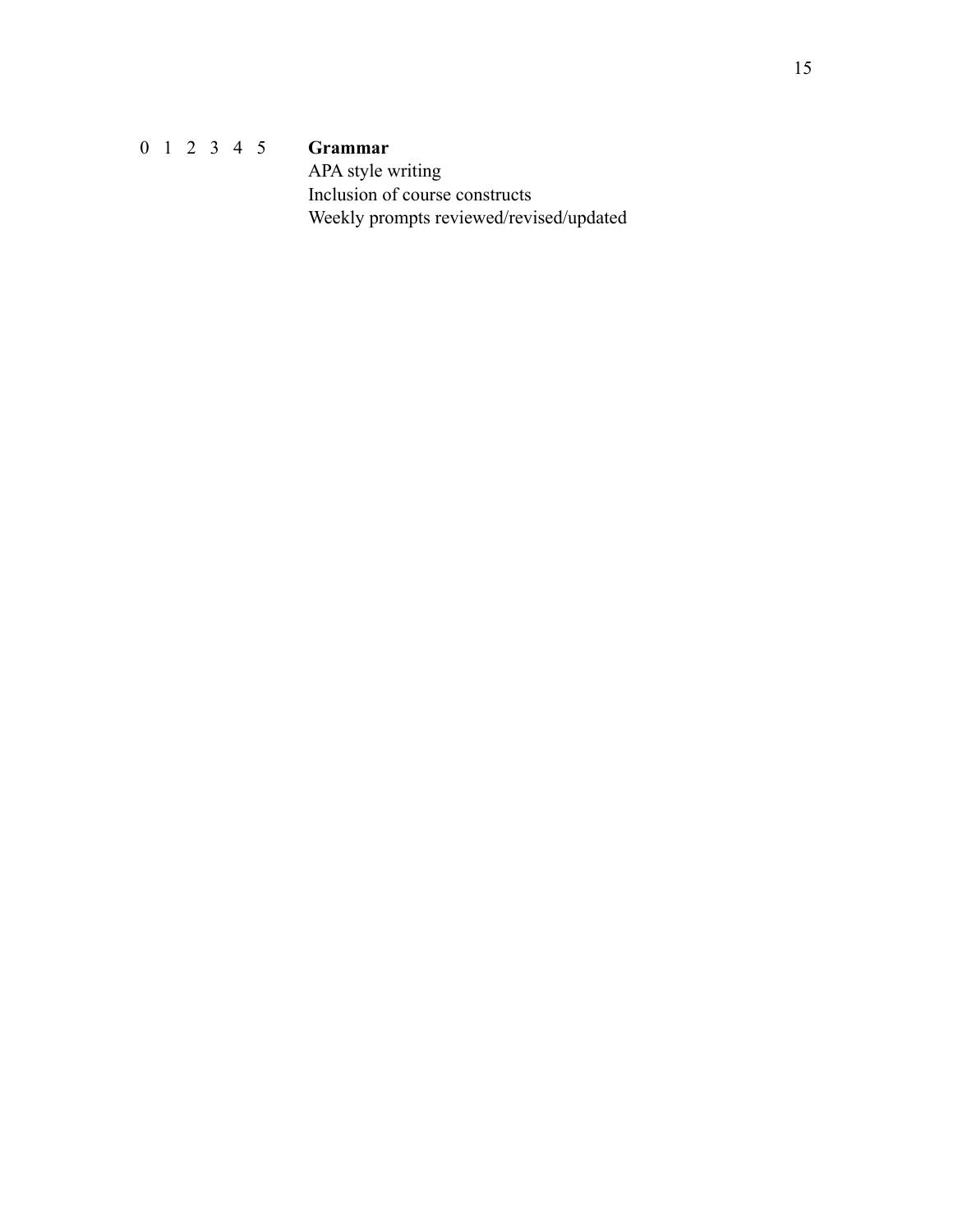0 1 2 3 4 5 **Grammar**
APA style writing
Inclusion of course constructs
Weekly prompts reviewed/revised/updated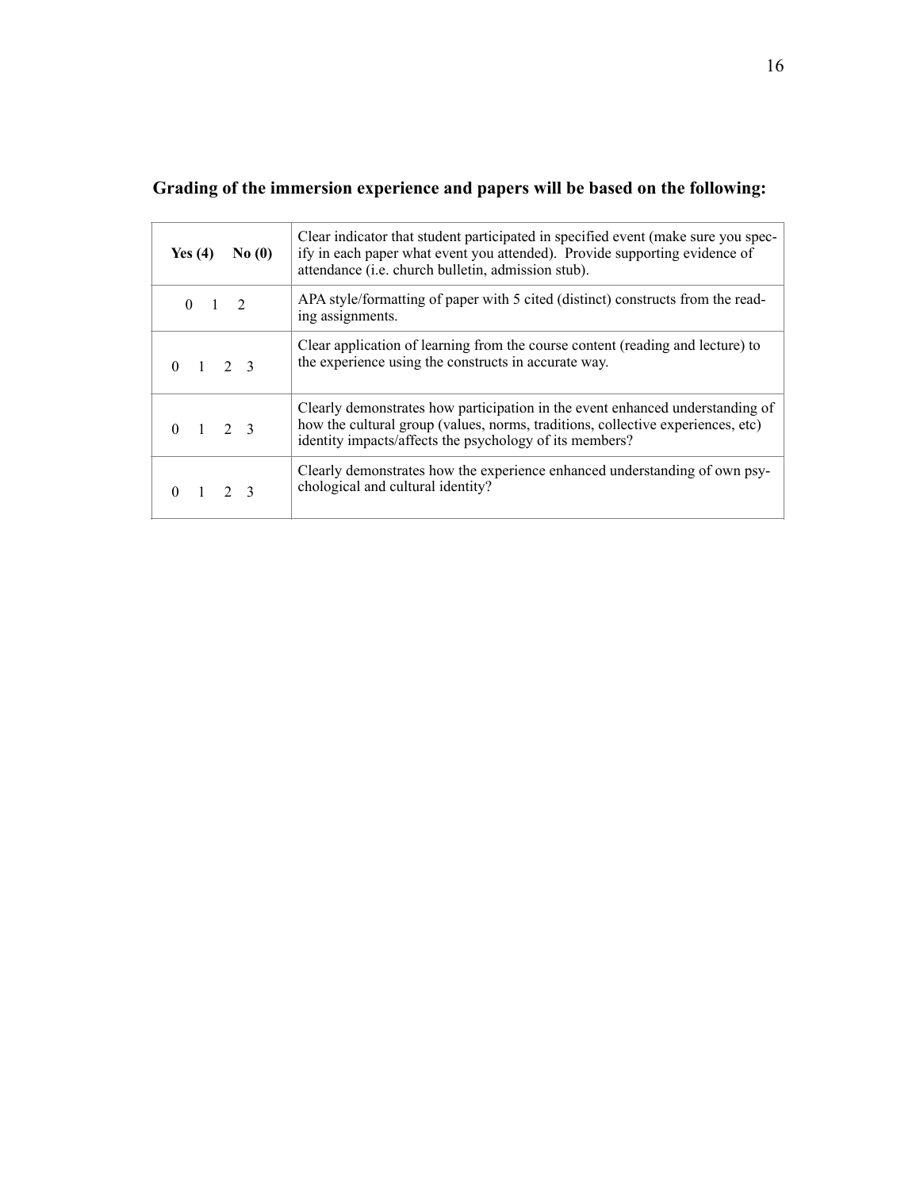**Grading of the immersion experience and papers will be based on the following:**

| **Yes (4)** **No (0)** | Clear indicator that student participated in specified event (make sure you specify in each paper what event you attended). Provide supporting evidence of attendance (i.e. church bulletin, admission stub). |
|---|---|
| 0 1 2 | APA style/formatting of paper with 5 cited (distinct) constructs from the reading assignments. |
| 0 1 2 3 | Clear application of learning from the course content (reading and lecture) to the experience using the constructs in accurate way. |
| 0 1 2 3 | Clearly demonstrates how participation in the event enhanced understanding of how the cultural group (values, norms, traditions, collective experiences, etc) identity impacts/affects the psychology of its members? |
| 0 1 2 3 | Clearly demonstrates how the experience enhanced understanding of own psychological and cultural identity? |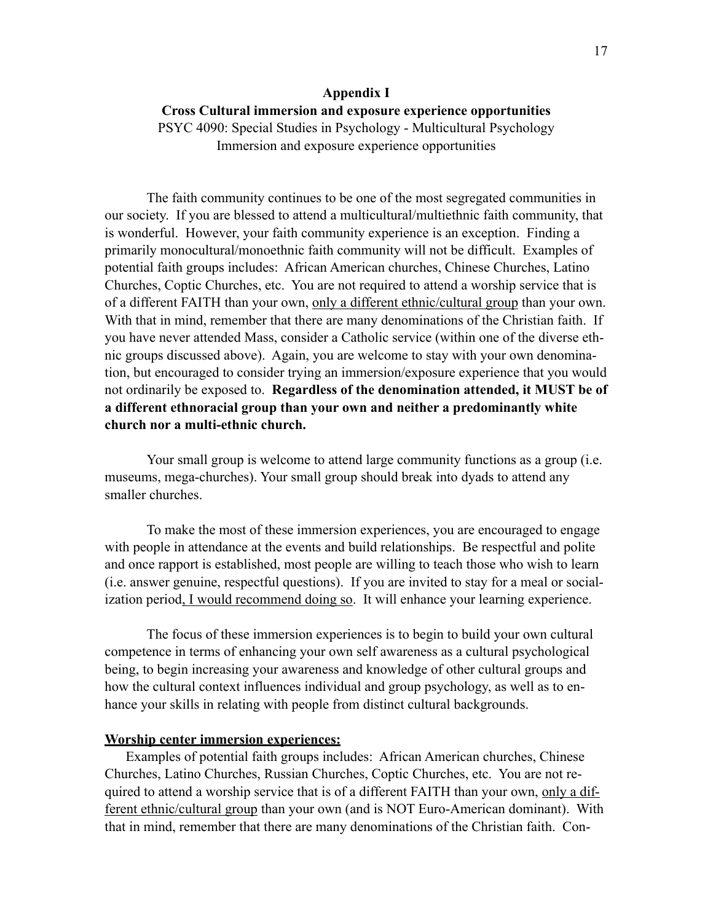# Appendix I

## Cross Cultural immersion and exposure experience opportunities

PSYC 4090: Special Studies in Psychology - Multicultural Psychology
Immersion and exposure experience opportunities

The faith community continues to be one of the most segregated communities in our society. If you are blessed to attend a multicultural/multiethnic faith community, that is wonderful. However, your faith community experience is an exception. Finding a primarily monocultural/monoethnic faith community will not be difficult. Examples of potential faith groups includes: African American churches, Chinese Churches, Latino Churches, Coptic Churches, etc. You are not required to attend a worship service that is of a different FAITH than your own, only a different ethnic/cultural group than your own. With that in mind, remember that there are many denominations of the Christian faith. If you have never attended Mass, consider a Catholic service (within one of the diverse ethnic groups discussed above). Again, you are welcome to stay with your own denomination, but encouraged to consider trying an immersion/exposure experience that you would not ordinarily be exposed to. **Regardless of the denomination attended, it MUST be of a different ethnoracial group than your own and neither a predominantly white church nor a multi-ethnic church.**

Your small group is welcome to attend large community functions as a group (i.e. museums, mega-churches). Your small group should break into dyads to attend any smaller churches.

To make the most of these immersion experiences, you are encouraged to engage with people in attendance at the events and build relationships. Be respectful and polite and once rapport is established, most people are willing to teach those who wish to learn (i.e. answer genuine, respectful questions). If you are invited to stay for a meal or socialization period, I would recommend doing so. It will enhance your learning experience.

The focus of these immersion experiences is to begin to build your own cultural competence in terms of enhancing your own self awareness as a cultural psychological being, to begin increasing your awareness and knowledge of other cultural groups and how the cultural context influences individual and group psychology, as well as to enhance your skills in relating with people from distinct cultural backgrounds.

**Worship center immersion experiences:**

Examples of potential faith groups includes: African American churches, Chinese Churches, Latino Churches, Russian Churches, Coptic Churches, etc. You are not required to attend a worship service that is of a different FAITH than your own, only a different ethnic/cultural group than your own (and is NOT Euro-American dominant). With that in mind, remember that there are many denominations of the Christian faith. Con-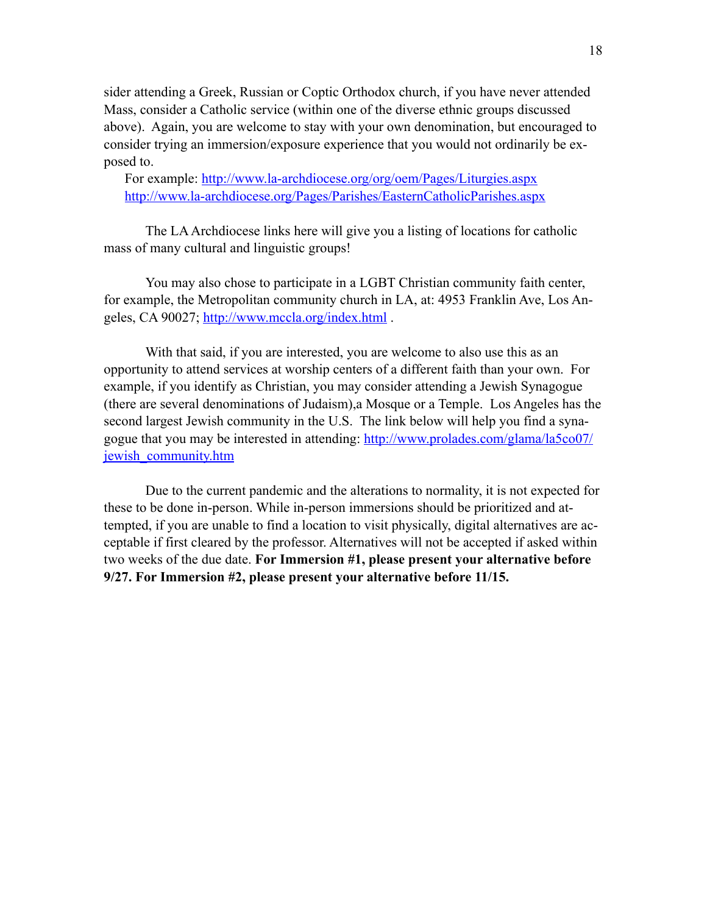sider attending a Greek, Russian or Coptic Orthodox church, if you have never attended Mass, consider a Catholic service (within one of the diverse ethnic groups discussed above). Again, you are welcome to stay with your own denomination, but encouraged to consider trying an immersion/exposure experience that you would not ordinarily be exposed to.

For example: http://www.la-archdiocese.org/org/oem/Pages/Liturgies.aspx
http://www.la-archdiocese.org/Pages/Parishes/EasternCatholicParishes.aspx

The LA Archdiocese links here will give you a listing of locations for catholic mass of many cultural and linguistic groups!

You may also chose to participate in a LGBT Christian community faith center, for example, the Metropolitan community church in LA, at: 4953 Franklin Ave, Los Angeles, CA 90027; http://www.mccla.org/index.html .

With that said, if you are interested, you are welcome to also use this as an opportunity to attend services at worship centers of a different faith than your own. For example, if you identify as Christian, you may consider attending a Jewish Synagogue (there are several denominations of Judaism),a Mosque or a Temple. Los Angeles has the second largest Jewish community in the U.S. The link below will help you find a synagogue that you may be interested in attending: http://www.prolades.com/glama/la5co07/jewish_community.htm

Due to the current pandemic and the alterations to normality, it is not expected for these to be done in-person. While in-person immersions should be prioritized and attempted, if you are unable to find a location to visit physically, digital alternatives are acceptable if first cleared by the professor. Alternatives will not be accepted if asked within two weeks of the due date. **For Immersion #1, please present your alternative before 9/27. For Immersion #2, please present your alternative before 11/15.**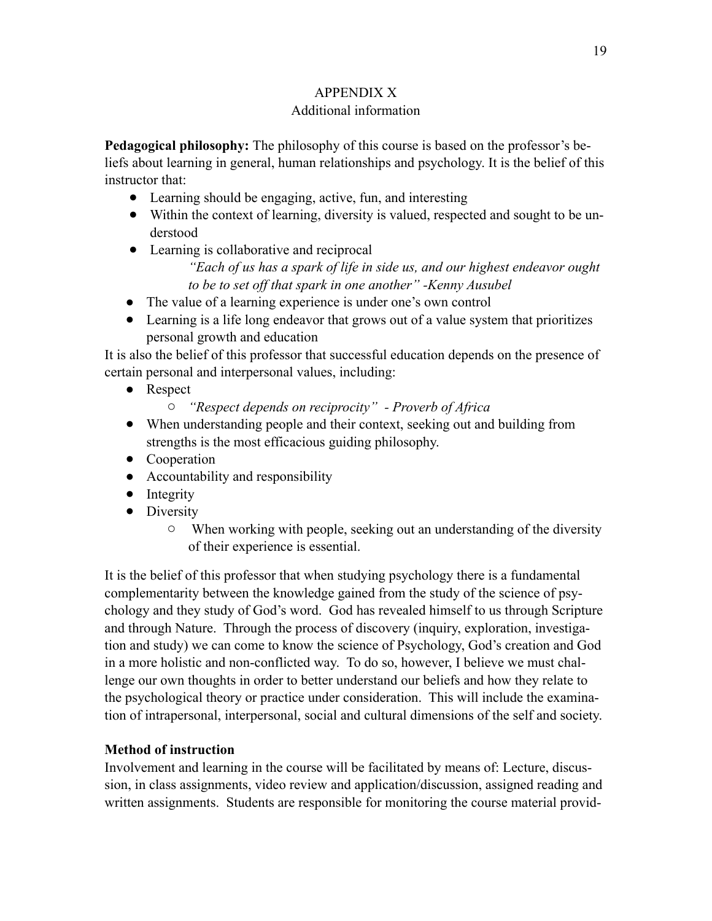# APPENDIX X

## Additional information

**Pedagogical philosophy:** The philosophy of this course is based on the professor's beliefs about learning in general, human relationships and psychology. It is the belief of this instructor that:

- Learning should be engaging, active, fun, and interesting
- Within the context of learning, diversity is valued, respected and sought to be understood
- Learning is collaborative and reciprocal

    *"Each of us has a spark of life in side us, and our highest endeavor ought to be to set off that spark in one another" -Kenny Ausubel*

- The value of a learning experience is under one's own control
- Learning is a life long endeavor that grows out of a value system that prioritizes personal growth and education

It is also the belief of this professor that successful education depends on the presence of certain personal and interpersonal values, including:

- Respect
    - *"Respect depends on reciprocity" - Proverb of Africa*
- When understanding people and their context, seeking out and building from strengths is the most efficacious guiding philosophy.
- Cooperation
- Accountability and responsibility
- Integrity
- Diversity
    - When working with people, seeking out an understanding of the diversity of their experience is essential.

It is the belief of this professor that when studying psychology there is a fundamental complementarity between the knowledge gained from the study of the science of psychology and they study of God's word. God has revealed himself to us through Scripture and through Nature. Through the process of discovery (inquiry, exploration, investigation and study) we can come to know the science of Psychology, God's creation and God in a more holistic and non-conflicted way. To do so, however, I believe we must challenge our own thoughts in order to better understand our beliefs and how they relate to the psychological theory or practice under consideration. This will include the examination of intrapersonal, interpersonal, social and cultural dimensions of the self and society.

**Method of instruction**

Involvement and learning in the course will be facilitated by means of: Lecture, discussion, in class assignments, video review and application/discussion, assigned reading and written assignments. Students are responsible for monitoring the course material provid-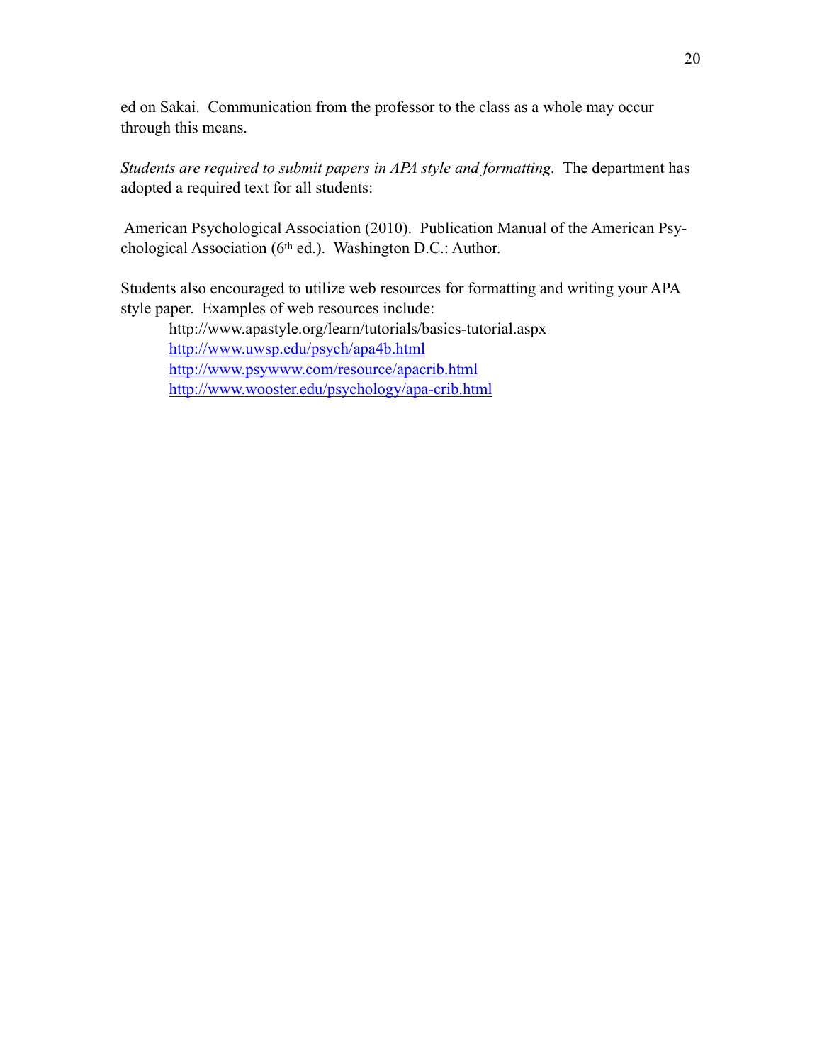ed on Sakai. Communication from the professor to the class as a whole may occur through this means.

*Students are required to submit papers in APA style and formatting.* The department has adopted a required text for all students:

American Psychological Association (2010). Publication Manual of the American Psychological Association (6th ed.). Washington D.C.: Author.

Students also encouraged to utilize web resources for formatting and writing your APA style paper. Examples of web resources include:

http://www.apastyle.org/learn/tutorials/basics-tutorial.aspx
http://www.uwsp.edu/psych/apa4b.html
http://www.psywww.com/resource/apacrib.html
http://www.wooster.edu/psychology/apa-crib.html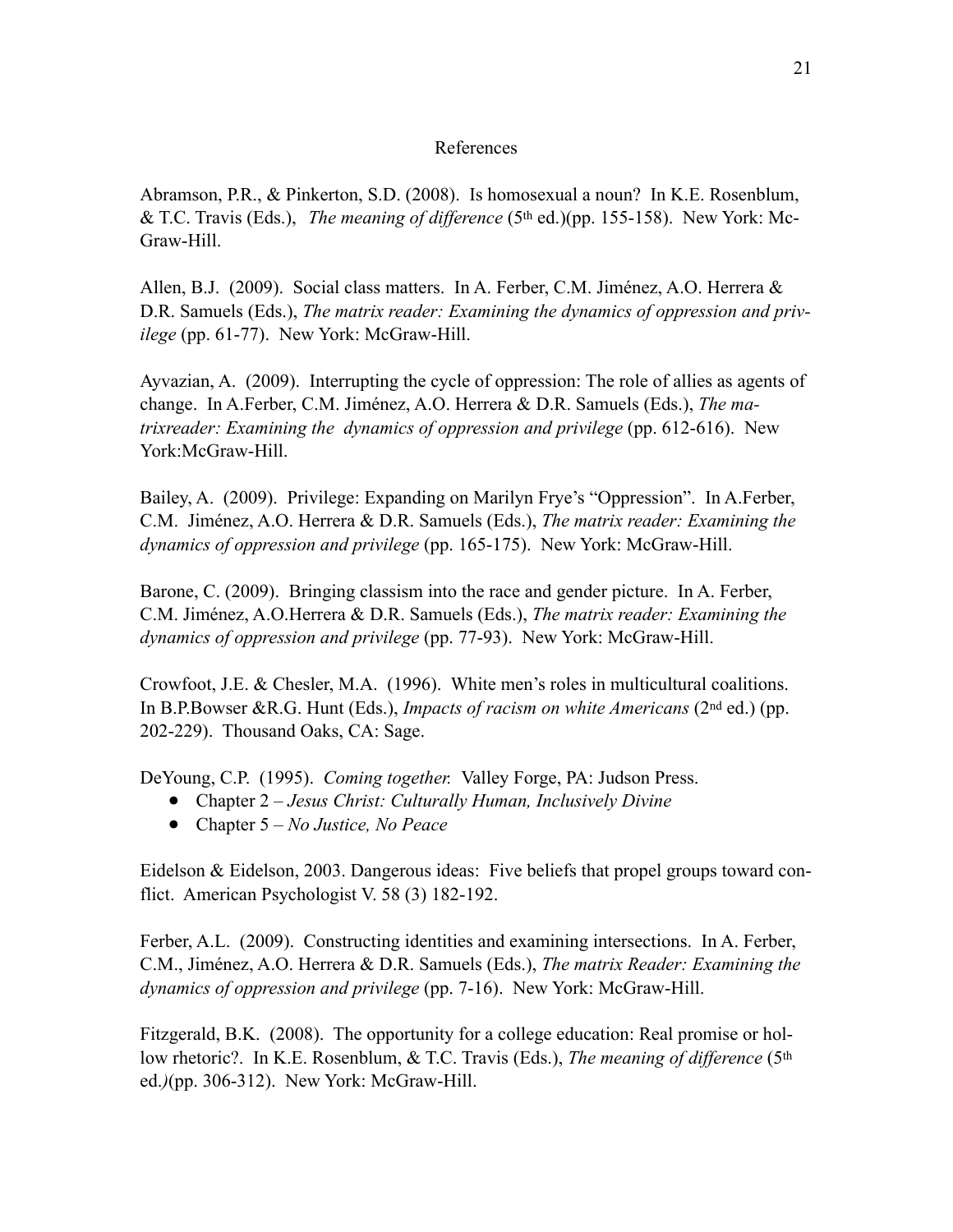# References

Abramson, P.R., & Pinkerton, S.D. (2008). Is homosexual a noun? In K.E. Rosenblum, & T.C. Travis (Eds.), *The meaning of difference* (5th ed.)(pp. 155-158). New York: McGraw-Hill.

Allen, B.J. (2009). Social class matters. In A. Ferber, C.M. Jiménez, A.O. Herrera & D.R. Samuels (Eds.), *The matrix reader: Examining the dynamics of oppression and privilege* (pp. 61-77). New York: McGraw-Hill.

Ayvazian, A. (2009). Interrupting the cycle of oppression: The role of allies as agents of change. In A.Ferber, C.M. Jiménez, A.O. Herrera & D.R. Samuels (Eds.), *The matrixreader: Examining the dynamics of oppression and privilege* (pp. 612-616). New York:McGraw-Hill.

Bailey, A. (2009). Privilege: Expanding on Marilyn Frye's "Oppression". In A.Ferber, C.M. Jiménez, A.O. Herrera & D.R. Samuels (Eds.), *The matrix reader: Examining the dynamics of oppression and privilege* (pp. 165-175). New York: McGraw-Hill.

Barone, C. (2009). Bringing classism into the race and gender picture. In A. Ferber, C.M. Jiménez, A.O.Herrera & D.R. Samuels (Eds.), *The matrix reader: Examining the dynamics of oppression and privilege* (pp. 77-93). New York: McGraw-Hill.

Crowfoot, J.E. & Chesler, M.A. (1996). White men's roles in multicultural coalitions. In B.P.Bowser &R.G. Hunt (Eds.), *Impacts of racism on white Americans* (2nd ed.) (pp. 202-229). Thousand Oaks, CA: Sage.

DeYoung, C.P. (1995). *Coming together.* Valley Forge, PA: Judson Press.

- Chapter 2 – *Jesus Christ: Culturally Human, Inclusively Divine*
- Chapter 5 – *No Justice, No Peace*

Eidelson & Eidelson, 2003. Dangerous ideas: Five beliefs that propel groups toward conflict. American Psychologist V. 58 (3) 182-192.

Ferber, A.L. (2009). Constructing identities and examining intersections. In A. Ferber, C.M., Jiménez, A.O. Herrera & D.R. Samuels (Eds.), *The matrix Reader: Examining the dynamics of oppression and privilege* (pp. 7-16). New York: McGraw-Hill.

Fitzgerald, B.K. (2008). The opportunity for a college education: Real promise or hollow rhetoric?. In K.E. Rosenblum, & T.C. Travis (Eds.), *The meaning of difference* (5th ed.)(pp. 306-312). New York: McGraw-Hill.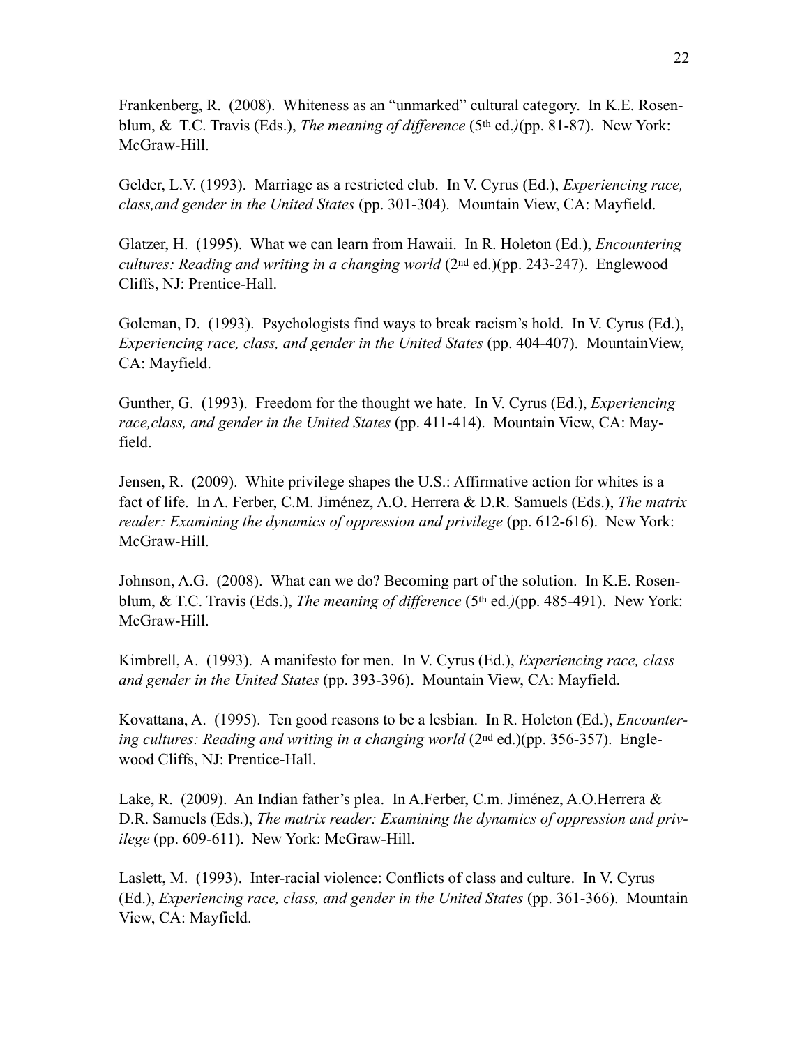Frankenberg, R. (2008). Whiteness as an "unmarked" cultural category. In K.E. Rosenblum, & T.C. Travis (Eds.), *The meaning of difference* (5th ed.*)*(pp. 81-87). New York: McGraw-Hill.

Gelder, L.V. (1993). Marriage as a restricted club. In V. Cyrus (Ed.), *Experiencing race, class,and gender in the United States* (pp. 301-304). Mountain View, CA: Mayfield.

Glatzer, H. (1995). What we can learn from Hawaii. In R. Holeton (Ed.), *Encountering cultures: Reading and writing in a changing world* (2nd ed.)(pp. 243-247). Englewood Cliffs, NJ: Prentice-Hall.

Goleman, D. (1993). Psychologists find ways to break racism's hold. In V. Cyrus (Ed.), *Experiencing race, class, and gender in the United States* (pp. 404-407). MountainView, CA: Mayfield.

Gunther, G. (1993). Freedom for the thought we hate. In V. Cyrus (Ed.), *Experiencing race,class, and gender in the United States* (pp. 411-414). Mountain View, CA: Mayfield.

Jensen, R. (2009). White privilege shapes the U.S.: Affirmative action for whites is a fact of life. In A. Ferber, C.M. Jiménez, A.O. Herrera & D.R. Samuels (Eds.), *The matrix reader: Examining the dynamics of oppression and privilege* (pp. 612-616). New York: McGraw-Hill.

Johnson, A.G. (2008). What can we do? Becoming part of the solution. In K.E. Rosenblum, & T.C. Travis (Eds.), *The meaning of difference* (5th ed.*)*(pp. 485-491). New York: McGraw-Hill.

Kimbrell, A. (1993). A manifesto for men. In V. Cyrus (Ed.), *Experiencing race, class and gender in the United States* (pp. 393-396). Mountain View, CA: Mayfield.

Kovattana, A. (1995). Ten good reasons to be a lesbian. In R. Holeton (Ed.), *Encountering cultures: Reading and writing in a changing world* (2nd ed.)(pp. 356-357). Englewood Cliffs, NJ: Prentice-Hall.

Lake, R. (2009). An Indian father's plea. In A.Ferber, C.m. Jiménez, A.O.Herrera & D.R. Samuels (Eds.), *The matrix reader: Examining the dynamics of oppression and privilege* (pp. 609-611). New York: McGraw-Hill.

Laslett, M. (1993). Inter-racial violence: Conflicts of class and culture. In V. Cyrus (Ed.), *Experiencing race, class, and gender in the United States* (pp. 361-366). Mountain View, CA: Mayfield.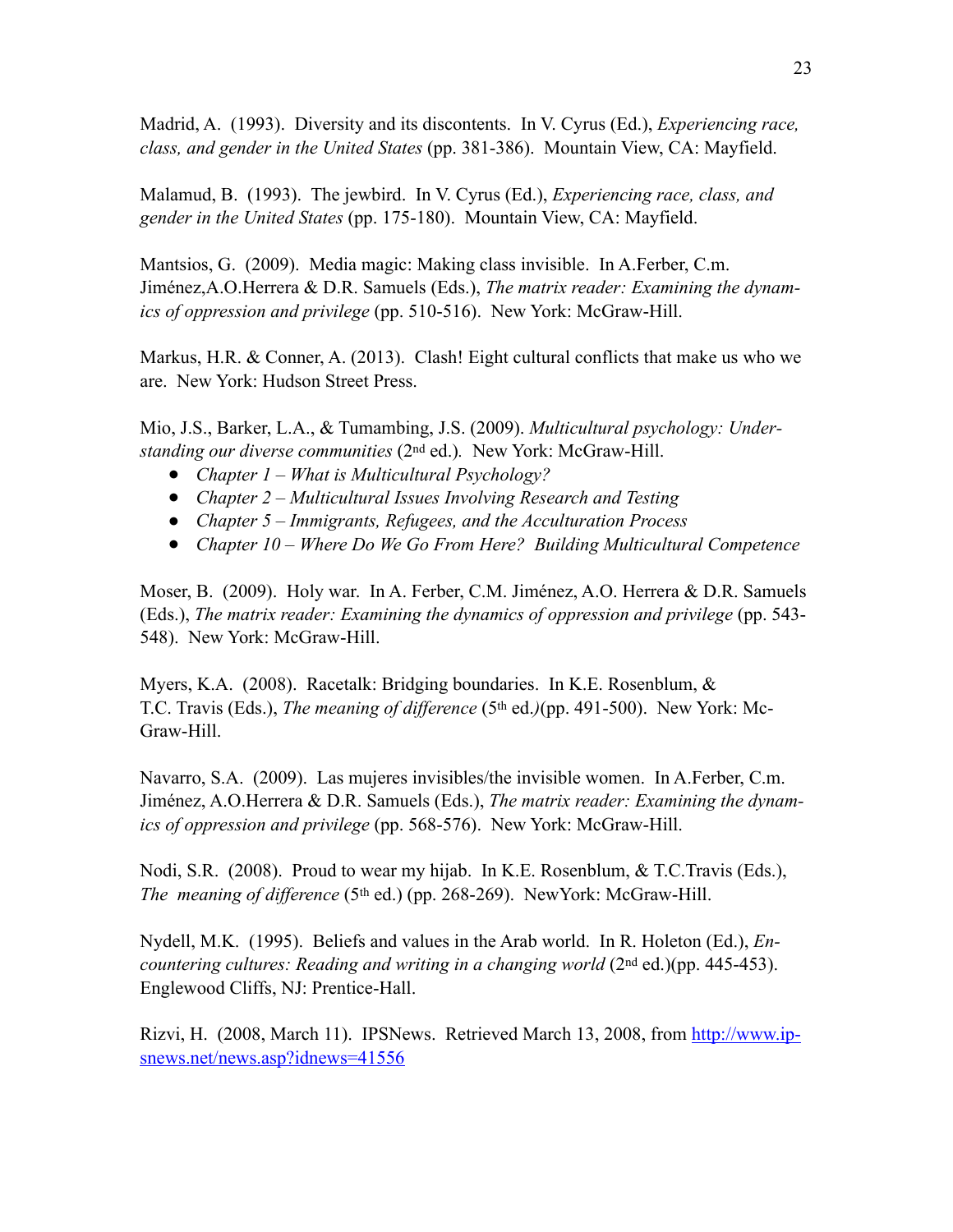Madrid, A. (1993). Diversity and its discontents. In V. Cyrus (Ed.), *Experiencing race, class, and gender in the United States* (pp. 381-386). Mountain View, CA: Mayfield.

Malamud, B. (1993). The jewbird. In V. Cyrus (Ed.), *Experiencing race, class, and gender in the United States* (pp. 175-180). Mountain View, CA: Mayfield.

Mantsios, G. (2009). Media magic: Making class invisible. In A.Ferber, C.m. Jiménez,A.O.Herrera & D.R. Samuels (Eds.), *The matrix reader: Examining the dynamics of oppression and privilege* (pp. 510-516). New York: McGraw-Hill.

Markus, H.R. & Conner, A. (2013). Clash! Eight cultural conflicts that make us who we are. New York: Hudson Street Press.

Mio, J.S., Barker, L.A., & Tumambing, J.S. (2009). *Multicultural psychology: Understanding our diverse communities* (2nd ed.). New York: McGraw-Hill.

- *Chapter 1 – What is Multicultural Psychology?*
- *Chapter 2 – Multicultural Issues Involving Research and Testing*
- *Chapter 5 – Immigrants, Refugees, and the Acculturation Process*
- *Chapter 10 – Where Do We Go From Here? Building Multicultural Competence*

Moser, B. (2009). Holy war. In A. Ferber, C.M. Jiménez, A.O. Herrera & D.R. Samuels (Eds.), *The matrix reader: Examining the dynamics of oppression and privilege* (pp. 543-548). New York: McGraw-Hill.

Myers, K.A. (2008). Racetalk: Bridging boundaries. In K.E. Rosenblum, & T.C. Travis (Eds.), *The meaning of difference* (5th ed.)(pp. 491-500). New York: McGraw-Hill.

Navarro, S.A. (2009). Las mujeres invisibles/the invisible women. In A.Ferber, C.m. Jiménez, A.O.Herrera & D.R. Samuels (Eds.), *The matrix reader: Examining the dynamics of oppression and privilege* (pp. 568-576). New York: McGraw-Hill.

Nodi, S.R. (2008). Proud to wear my hijab. In K.E. Rosenblum, & T.C.Travis (Eds.), *The meaning of difference* (5th ed.) (pp. 268-269). NewYork: McGraw-Hill.

Nydell, M.K. (1995). Beliefs and values in the Arab world. In R. Holeton (Ed.), *Encountering cultures: Reading and writing in a changing world* (2nd ed.)(pp. 445-453). Englewood Cliffs, NJ: Prentice-Hall.

Rizvi, H. (2008, March 11). IPSNews. Retrieved March 13, 2008, from http://www.ipsnews.net/news.asp?idnews=41556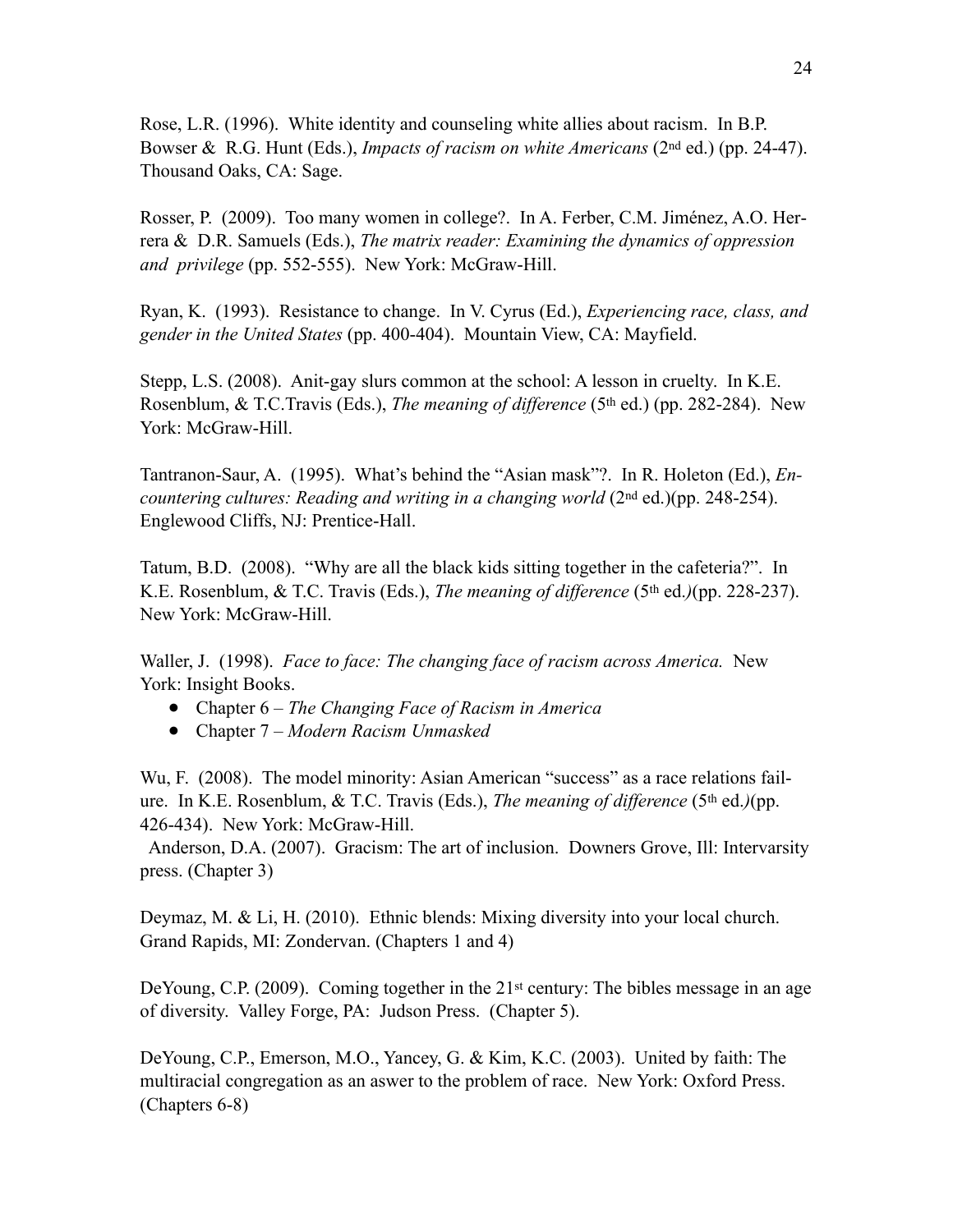Rose, L.R. (1996). White identity and counseling white allies about racism. In B.P. Bowser & R.G. Hunt (Eds.), *Impacts of racism on white Americans* (2nd ed.) (pp. 24-47). Thousand Oaks, CA: Sage.

Rosser, P. (2009). Too many women in college?. In A. Ferber, C.M. Jiménez, A.O. Herrera & D.R. Samuels (Eds.), *The matrix reader: Examining the dynamics of oppression and privilege* (pp. 552-555). New York: McGraw-Hill.

Ryan, K. (1993). Resistance to change. In V. Cyrus (Ed.), *Experiencing race, class, and gender in the United States* (pp. 400-404). Mountain View, CA: Mayfield.

Stepp, L.S. (2008). Anit-gay slurs common at the school: A lesson in cruelty. In K.E. Rosenblum, & T.C.Travis (Eds.), *The meaning of difference* (5th ed.) (pp. 282-284). New York: McGraw-Hill.

Tantranon-Saur, A. (1995). What's behind the "Asian mask"?. In R. Holeton (Ed.), *Encountering cultures: Reading and writing in a changing world* (2nd ed.)(pp. 248-254). Englewood Cliffs, NJ: Prentice-Hall.

Tatum, B.D. (2008). "Why are all the black kids sitting together in the cafeteria?". In K.E. Rosenblum, & T.C. Travis (Eds.), *The meaning of difference* (5th ed.)(pp. 228-237). New York: McGraw-Hill.

Waller, J. (1998). *Face to face: The changing face of racism across America.* New York: Insight Books.

- Chapter 6 – *The Changing Face of Racism in America*
- Chapter 7 – *Modern Racism Unmasked*

Wu, F. (2008). The model minority: Asian American "success" as a race relations failure. In K.E. Rosenblum, & T.C. Travis (Eds.), *The meaning of difference* (5th ed.)(pp. 426-434). New York: McGraw-Hill.

Anderson, D.A. (2007). Gracism: The art of inclusion. Downers Grove, Ill: Intervarsity press. (Chapter 3)

Deymaz, M. & Li, H. (2010). Ethnic blends: Mixing diversity into your local church. Grand Rapids, MI: Zondervan. (Chapters 1 and 4)

DeYoung, C.P. (2009). Coming together in the 21st century: The bibles message in an age of diversity. Valley Forge, PA: Judson Press. (Chapter 5).

DeYoung, C.P., Emerson, M.O., Yancey, G. & Kim, K.C. (2003). United by faith: The multiracial congregation as an aswer to the problem of race. New York: Oxford Press. (Chapters 6-8)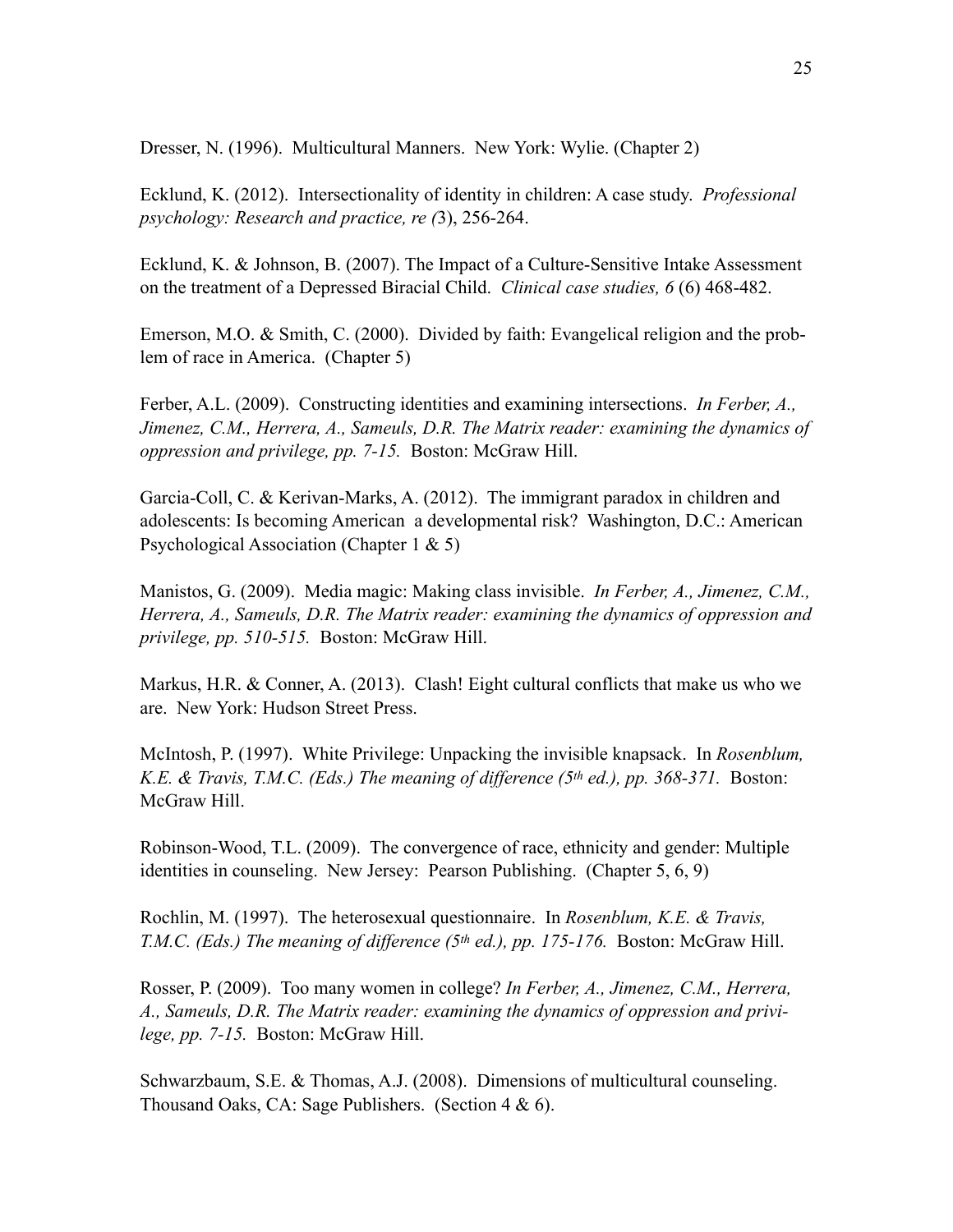Dresser, N. (1996). Multicultural Manners. New York: Wylie. (Chapter 2)

Ecklund, K. (2012). Intersectionality of identity in children: A case study. *Professional psychology: Research and practice, re (*3), 256-264.

Ecklund, K. & Johnson, B. (2007). The Impact of a Culture-Sensitive Intake Assessment on the treatment of a Depressed Biracial Child. *Clinical case studies, 6* (6) 468-482.

Emerson, M.O. & Smith, C. (2000). Divided by faith: Evangelical religion and the problem of race in America. (Chapter 5)

Ferber, A.L. (2009). Constructing identities and examining intersections. *In Ferber, A., Jimenez, C.M., Herrera, A., Sameuls, D.R. The Matrix reader: examining the dynamics of oppression and privilege, pp. 7-15.* Boston: McGraw Hill.

Garcia-Coll, C. & Kerivan-Marks, A. (2012). The immigrant paradox in children and adolescents: Is becoming American a developmental risk? Washington, D.C.: American Psychological Association (Chapter 1 & 5)

Manistos, G. (2009). Media magic: Making class invisible. *In Ferber, A., Jimenez, C.M., Herrera, A., Sameuls, D.R. The Matrix reader: examining the dynamics of oppression and privilege, pp. 510-515.* Boston: McGraw Hill.

Markus, H.R. & Conner, A. (2013). Clash! Eight cultural conflicts that make us who we are. New York: Hudson Street Press.

McIntosh, P. (1997). White Privilege: Unpacking the invisible knapsack. In *Rosenblum, K.E. & Travis, T.M.C. (Eds.) The meaning of difference (5th ed.), pp. 368-371.* Boston: McGraw Hill.

Robinson-Wood, T.L. (2009). The convergence of race, ethnicity and gender: Multiple identities in counseling. New Jersey: Pearson Publishing. (Chapter 5, 6, 9)

Rochlin, M. (1997). The heterosexual questionnaire. In *Rosenblum, K.E. & Travis, T.M.C. (Eds.) The meaning of difference (5th ed.), pp. 175-176.* Boston: McGraw Hill.

Rosser, P. (2009). Too many women in college? *In Ferber, A., Jimenez, C.M., Herrera, A., Sameuls, D.R. The Matrix reader: examining the dynamics of oppression and privilege, pp. 7-15.* Boston: McGraw Hill.

Schwarzbaum, S.E. & Thomas, A.J. (2008). Dimensions of multicultural counseling. Thousand Oaks, CA: Sage Publishers. (Section 4 & 6).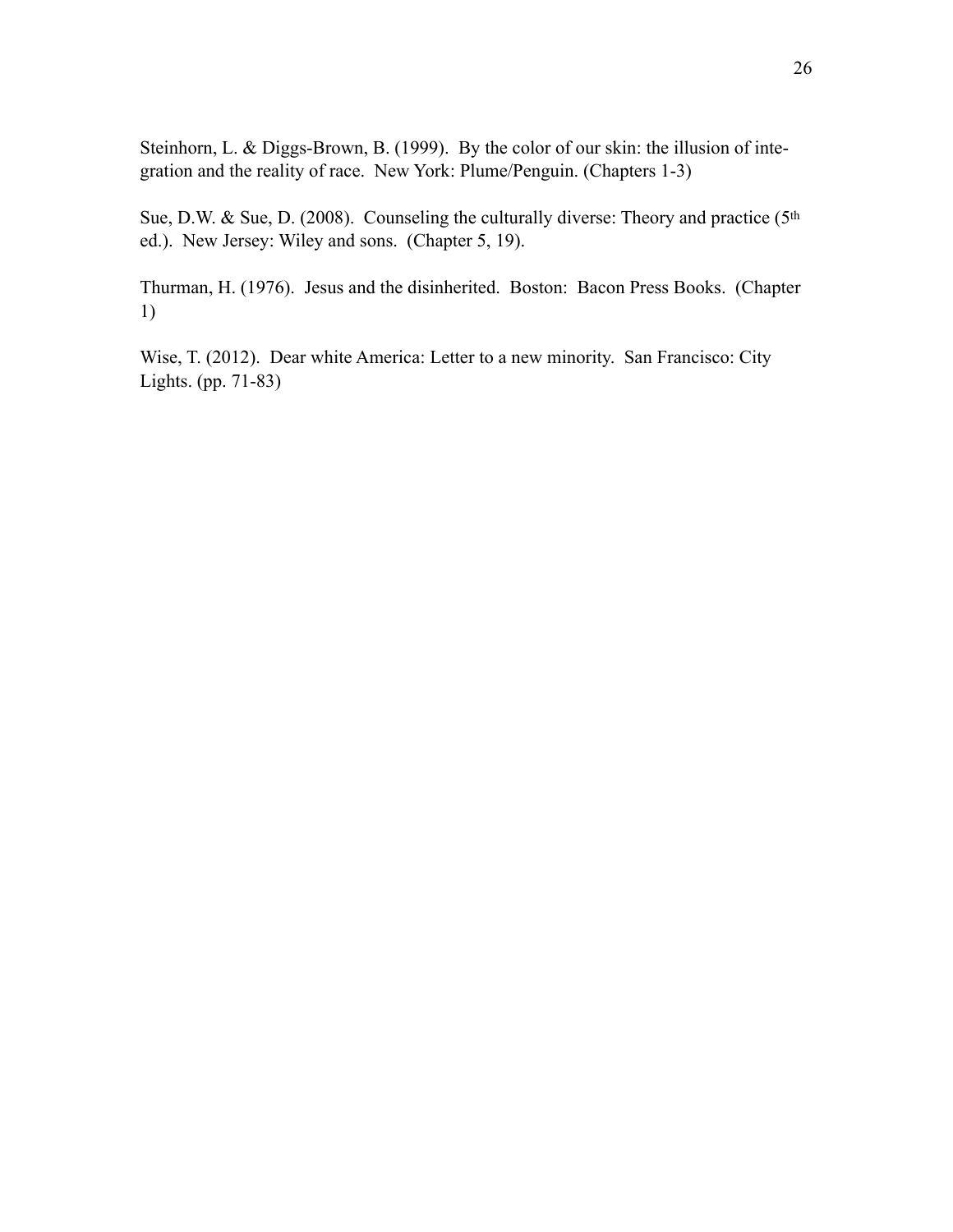Steinhorn, L. & Diggs-Brown, B. (1999). By the color of our skin: the illusion of integration and the reality of race. New York: Plume/Penguin. (Chapters 1-3)

Sue, D.W. & Sue, D. (2008). Counseling the culturally diverse: Theory and practice (5th ed.). New Jersey: Wiley and sons. (Chapter 5, 19).

Thurman, H. (1976). Jesus and the disinherited. Boston: Bacon Press Books. (Chapter 1)

Wise, T. (2012). Dear white America: Letter to a new minority. San Francisco: City Lights. (pp. 71-83)